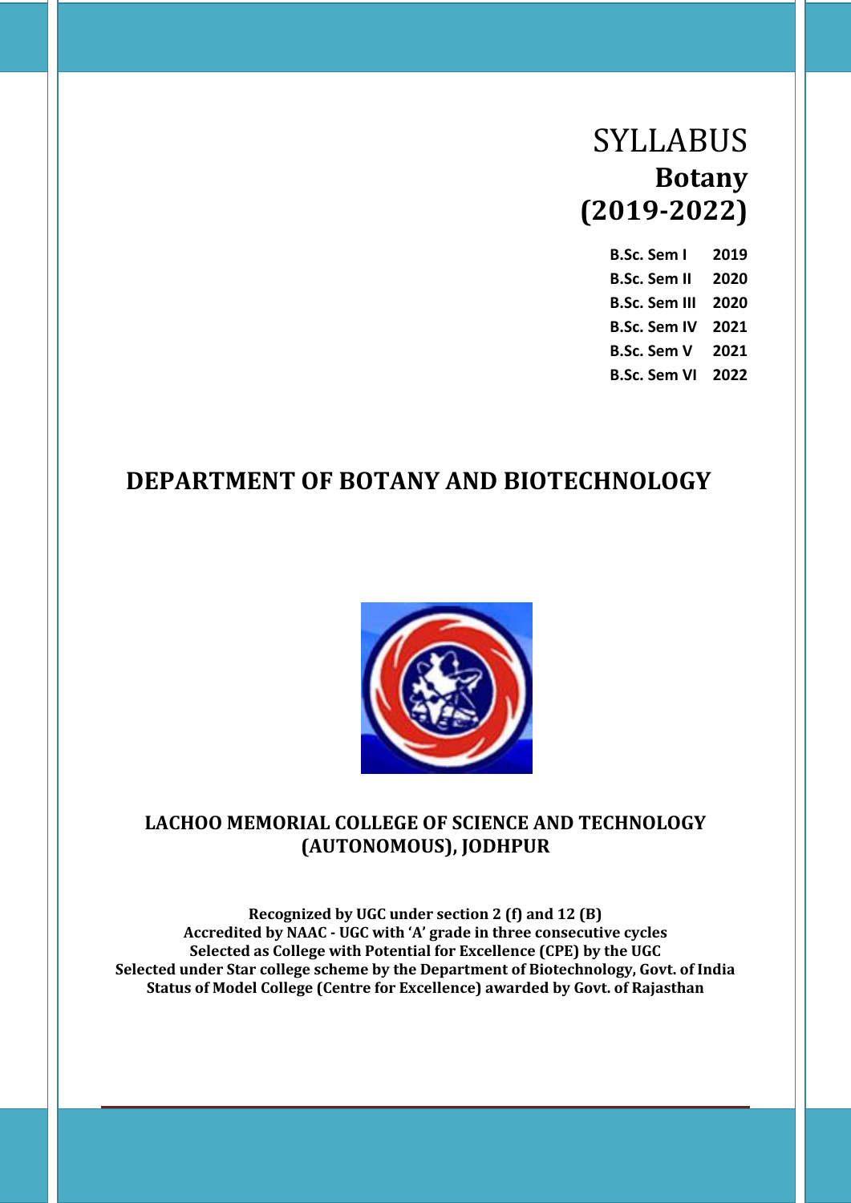# SYLLABUS
## Botany
## (2019-2022)

| | |
|---|---|
| **B.Sc. Sem I** | **2019** |
| **B.Sc. Sem II** | **2020** |
| **B.Sc. Sem III** | **2020** |
| **B.Sc. Sem IV** | **2021** |
| **B.Sc. Sem V** | **2021** |
| **B.Sc. Sem VI** | **2022** |

## DEPARTMENT OF BOTANY AND BIOTECHNOLOGY

### LACHOO MEMORIAL COLLEGE OF SCIENCE AND TECHNOLOGY (AUTONOMOUS), JODHPUR

**Recognized by UGC under section 2 (f) and 12 (B)**
**Accredited by NAAC - UGC with 'A' grade in three consecutive cycles**
**Selected as College with Potential for Excellence (CPE) by the UGC**
**Selected under Star college scheme by the Department of Biotechnology, Govt. of India**
**Status of Model College (Centre for Excellence) awarded by Govt. of Rajasthan**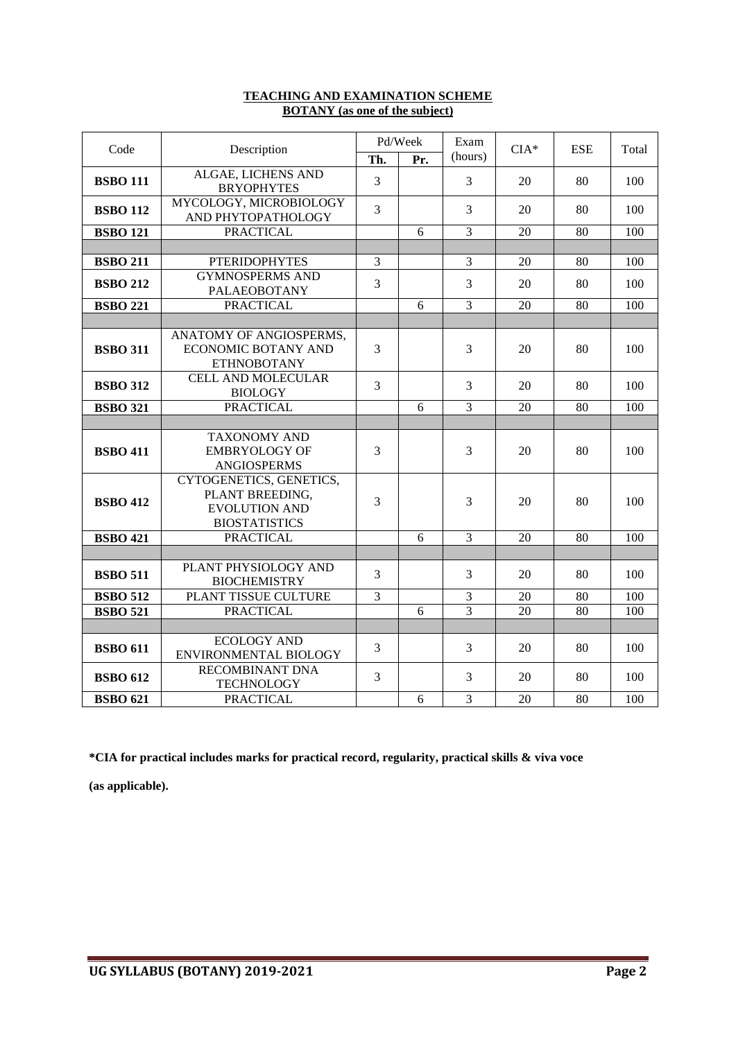**TEACHING AND EXAMINATION SCHEME**

**BOTANY (as one of the subject)**

| Code | Description | Pd/Week | | Exam (hours) | CIA* | ESE | Total |
|---|---|---|---|---|---|---|---|
| | | Th. | Pr. | | | | |
| **BSBO 111** | ALGAE, LICHENS AND BRYOPHYTES | 3 | | 3 | 20 | 80 | 100 |
| **BSBO 112** | MYCOLOGY, MICROBIOLOGY AND PHYTOPATHOLOGY | 3 | | 3 | 20 | 80 | 100 |
| **BSBO 121** | PRACTICAL | | 6 | 3 | 20 | 80 | 100 |
| | | | | | | | |
| **BSBO 211** | PTERIDOPHYTES | 3 | | 3 | 20 | 80 | 100 |
| **BSBO 212** | GYMNOSPERMS AND PALAEOBOTANY | 3 | | 3 | 20 | 80 | 100 |
| **BSBO 221** | PRACTICAL | | 6 | 3 | 20 | 80 | 100 |
| | | | | | | | |
| **BSBO 311** | ANATOMY OF ANGIOSPERMS, ECONOMIC BOTANY AND ETHNOBOTANY | 3 | | 3 | 20 | 80 | 100 |
| **BSBO 312** | CELL AND MOLECULAR BIOLOGY | 3 | | 3 | 20 | 80 | 100 |
| **BSBO 321** | PRACTICAL | | 6 | 3 | 20 | 80 | 100 |
| | | | | | | | |
| **BSBO 411** | TAXONOMY AND EMBRYOLOGY OF ANGIOSPERMS | 3 | | 3 | 20 | 80 | 100 |
| **BSBO 412** | CYTOGENETICS, GENETICS, PLANT BREEDING, EVOLUTION AND BIOSTATISTICS | 3 | | 3 | 20 | 80 | 100 |
| **BSBO 421** | PRACTICAL | | 6 | 3 | 20 | 80 | 100 |
| | | | | | | | |
| **BSBO 511** | PLANT PHYSIOLOGY AND BIOCHEMISTRY | 3 | | 3 | 20 | 80 | 100 |
| **BSBO 512** | PLANT TISSUE CULTURE | 3 | | 3 | 20 | 80 | 100 |
| **BSBO 521** | PRACTICAL | | 6 | 3 | 20 | 80 | 100 |
| | | | | | | | |
| **BSBO 611** | ECOLOGY AND ENVIRONMENTAL BIOLOGY | 3 | | 3 | 20 | 80 | 100 |
| **BSBO 612** | RECOMBINANT DNA TECHNOLOGY | 3 | | 3 | 20 | 80 | 100 |
| **BSBO 621** | PRACTICAL | | 6 | 3 | 20 | 80 | 100 |

**\*CIA for practical includes marks for practical record, regularity, practical skills & viva voce**

**(as applicable).**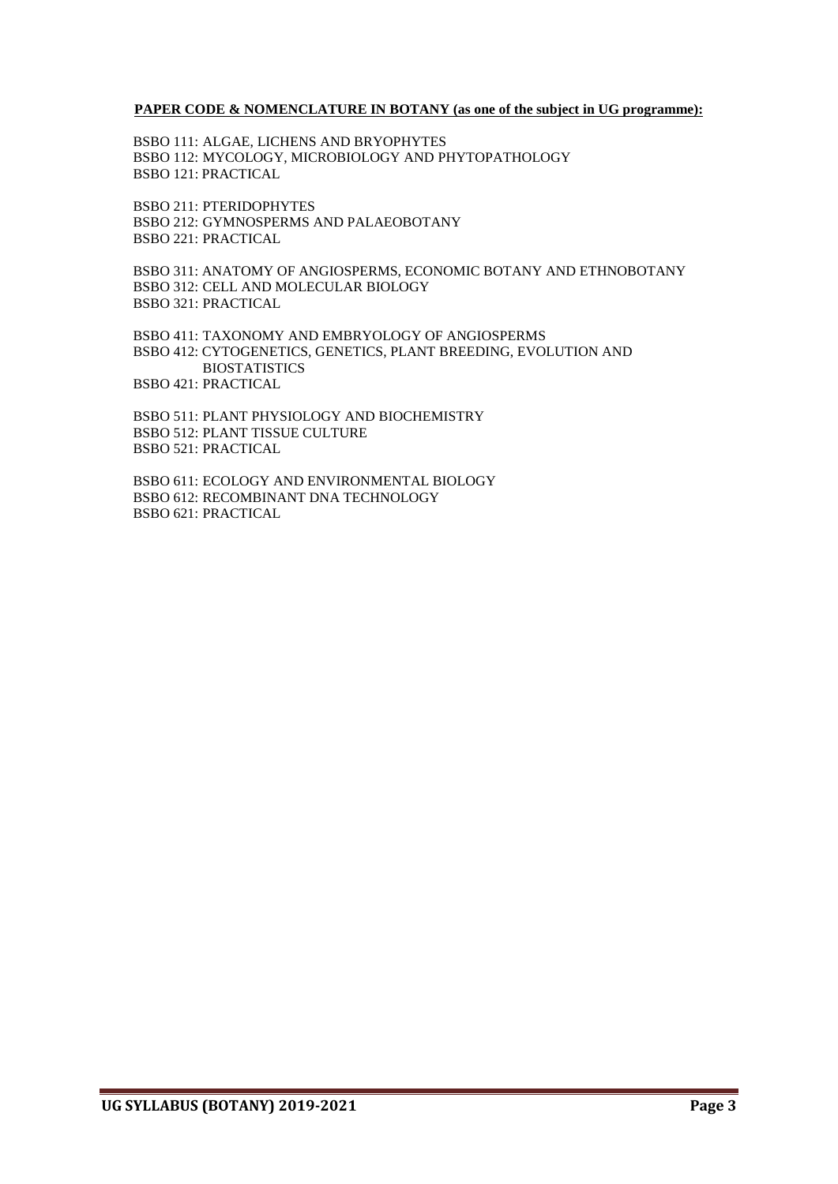**PAPER CODE & NOMENCLATURE IN BOTANY (as one of the subject in UG programme):**

BSBO 111: ALGAE, LICHENS AND BRYOPHYTES
BSBO 112: MYCOLOGY, MICROBIOLOGY AND PHYTOPATHOLOGY
BSBO 121: PRACTICAL

BSBO 211: PTERIDOPHYTES
BSBO 212: GYMNOSPERMS AND PALAEOBOTANY
BSBO 221: PRACTICAL

BSBO 311: ANATOMY OF ANGIOSPERMS, ECONOMIC BOTANY AND ETHNOBOTANY
BSBO 312: CELL AND MOLECULAR BIOLOGY
BSBO 321: PRACTICAL

BSBO 411: TAXONOMY AND EMBRYOLOGY OF ANGIOSPERMS
BSBO 412: CYTOGENETICS, GENETICS, PLANT BREEDING, EVOLUTION AND BIOSTATISTICS
BSBO 421: PRACTICAL

BSBO 511: PLANT PHYSIOLOGY AND BIOCHEMISTRY
BSBO 512: PLANT TISSUE CULTURE
BSBO 521: PRACTICAL

BSBO 611: ECOLOGY AND ENVIRONMENTAL BIOLOGY
BSBO 612: RECOMBINANT DNA TECHNOLOGY
BSBO 621: PRACTICAL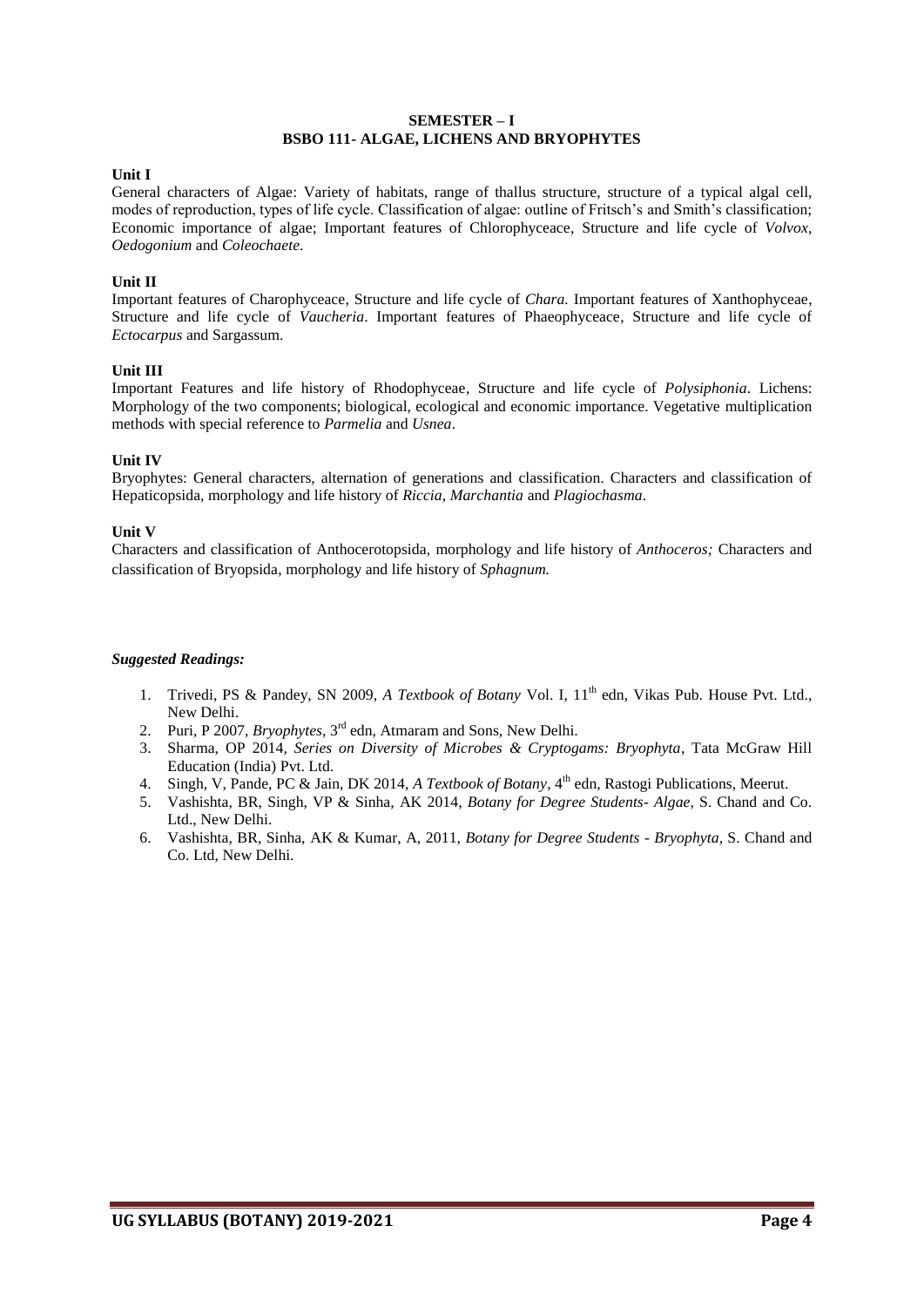# SEMESTER – I
## BSBO 111- ALGAE, LICHENS AND BRYOPHYTES

**Unit I**

General characters of Algae: Variety of habitats, range of thallus structure, structure of a typical algal cell, modes of reproduction, types of life cycle. Classification of algae: outline of Fritsch's and Smith's classification; Economic importance of algae; Important features of Chlorophyceace, Structure and life cycle of *Volvox*, *Oedogonium* and *Coleochaete*.

**Unit II**

Important features of Charophyceace, Structure and life cycle of *Chara.* Important features of Xanthophyceae, Structure and life cycle of *Vaucheria*. Important features of Phaeophyceace, Structure and life cycle of *Ectocarpus* and Sargassum.

**Unit III**

Important Features and life history of Rhodophyceae, Structure and life cycle of *Polysiphonia*. Lichens: Morphology of the two components; biological, ecological and economic importance. Vegetative multiplication methods with special reference to *Parmelia* and *Usnea*.

**Unit IV**

Bryophytes: General characters, alternation of generations and classification. Characters and classification of Hepaticopsida, morphology and life history of *Riccia, Marchantia* and *Plagiochasma*.

**Unit V**

Characters and classification of Anthocerotopsida, morphology and life history of *Anthoceros;* Characters and classification of Bryopsida, morphology and life history of *Sphagnum.*

***Suggested Readings:***

1. Trivedi, PS & Pandey, SN 2009, *A Textbook of Botany* Vol. I, 11th edn, Vikas Pub. House Pvt. Ltd., New Delhi.
2. Puri, P 2007, *Bryophytes*, 3rd edn, Atmaram and Sons, New Delhi.
3. Sharma, OP 2014, *Series on Diversity of Microbes & Cryptogams: Bryophyta*, Tata McGraw Hill Education (India) Pvt. Ltd.
4. Singh, V, Pande, PC & Jain, DK 2014, *A Textbook of Botany*, 4th edn, Rastogi Publications, Meerut.
5. Vashishta, BR, Singh, VP & Sinha, AK 2014, *Botany for Degree Students- Algae*, S. Chand and Co. Ltd., New Delhi.
6. Vashishta, BR, Sinha, AK & Kumar, A, 2011, *Botany for Degree Students - Bryophyta*, S. Chand and Co. Ltd, New Delhi.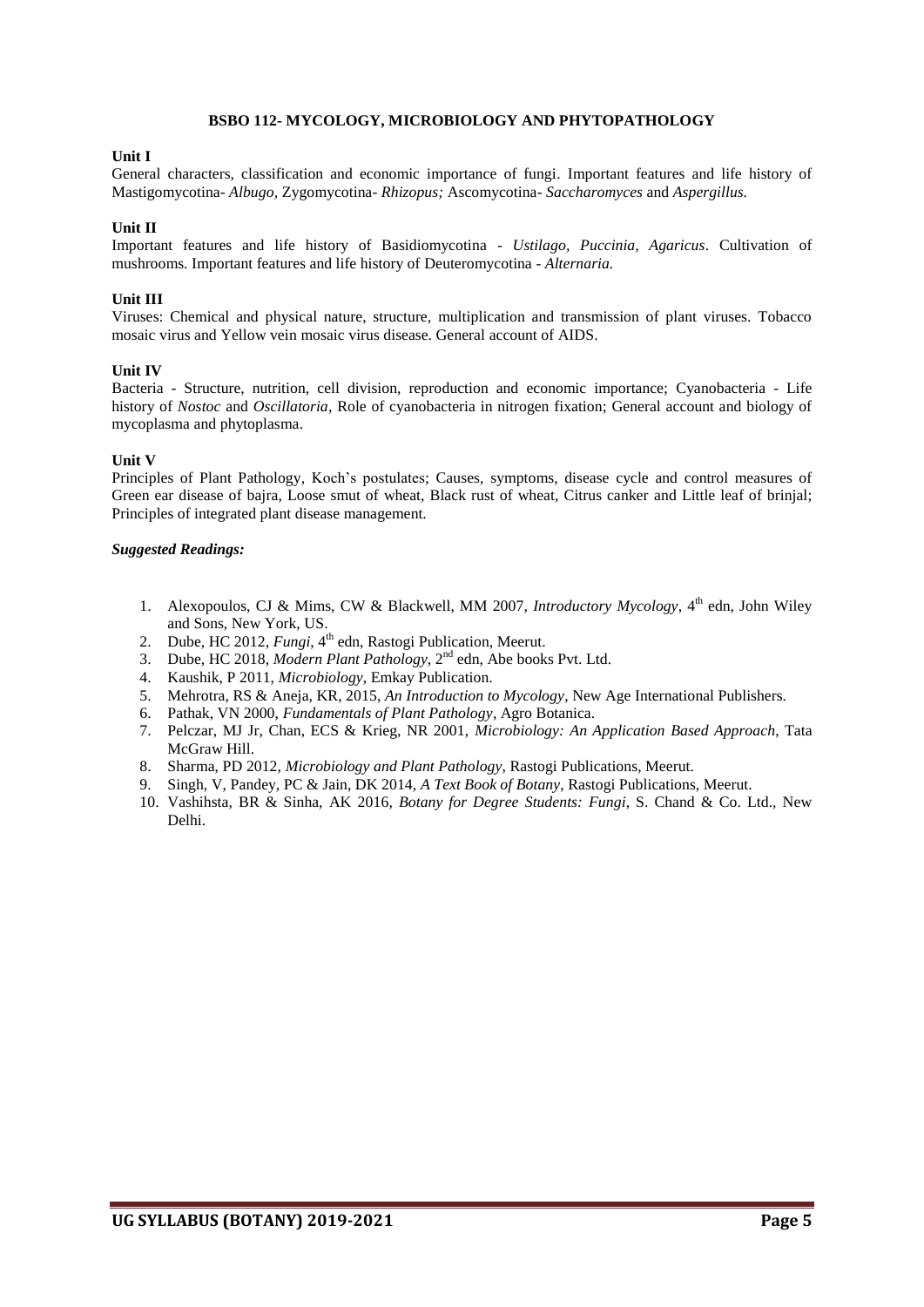## BSBO 112- MYCOLOGY, MICROBIOLOGY AND PHYTOPATHOLOGY

**Unit I**

General characters, classification and economic importance of fungi. Important features and life history of Mastigomycotina- *Albugo,* Zygomycotina- *Rhizopus;* Ascomycotina- *Saccharomyces* and *Aspergillus.*

**Unit II**

Important features and life history of Basidiomycotina - *Ustilago, Puccinia, Agaricus*. Cultivation of mushrooms. Important features and life history of Deuteromycotina - *Alternaria.*

**Unit III**

Viruses: Chemical and physical nature, structure, multiplication and transmission of plant viruses. Tobacco mosaic virus and Yellow vein mosaic virus disease. General account of AIDS.

**Unit IV**

Bacteria - Structure, nutrition, cell division, reproduction and economic importance; Cyanobacteria - Life history of *Nostoc* and *Oscillatoria*, Role of cyanobacteria in nitrogen fixation; General account and biology of mycoplasma and phytoplasma.

**Unit V**

Principles of Plant Pathology, Koch's postulates; Causes, symptoms, disease cycle and control measures of Green ear disease of bajra, Loose smut of wheat, Black rust of wheat, Citrus canker and Little leaf of brinjal; Principles of integrated plant disease management.

***Suggested Readings:***

1. Alexopoulos, CJ & Mims, CW & Blackwell, MM 2007, *Introductory Mycology*, 4th edn, John Wiley and Sons, New York, US.
2. Dube, HC 2012, *Fungi*, 4th edn, Rastogi Publication, Meerut.
3. Dube, HC 2018, *Modern Plant Pathology*, 2nd edn, Abe books Pvt. Ltd.
4. Kaushik, P 2011, *Microbiology*, Emkay Publication.
5. Mehrotra, RS & Aneja, KR, 2015, *An Introduction to Mycology*, New Age International Publishers.
6. Pathak, VN 2000, *Fundamentals of Plant Pathology*, Agro Botanica.
7. Pelczar, MJ Jr, Chan, ECS & Krieg, NR 2001, *Microbiology: An Application Based Approach*, Tata McGraw Hill.
8. Sharma, PD 2012, *Microbiology and Plant Pathology*, Rastogi Publications, Meerut.
9. Singh, V, Pandey, PC & Jain, DK 2014, *A Text Book of Botany*, Rastogi Publications, Meerut.
10. Vashihsta, BR & Sinha, AK 2016, *Botany for Degree Students: Fungi*, S. Chand & Co. Ltd., New Delhi.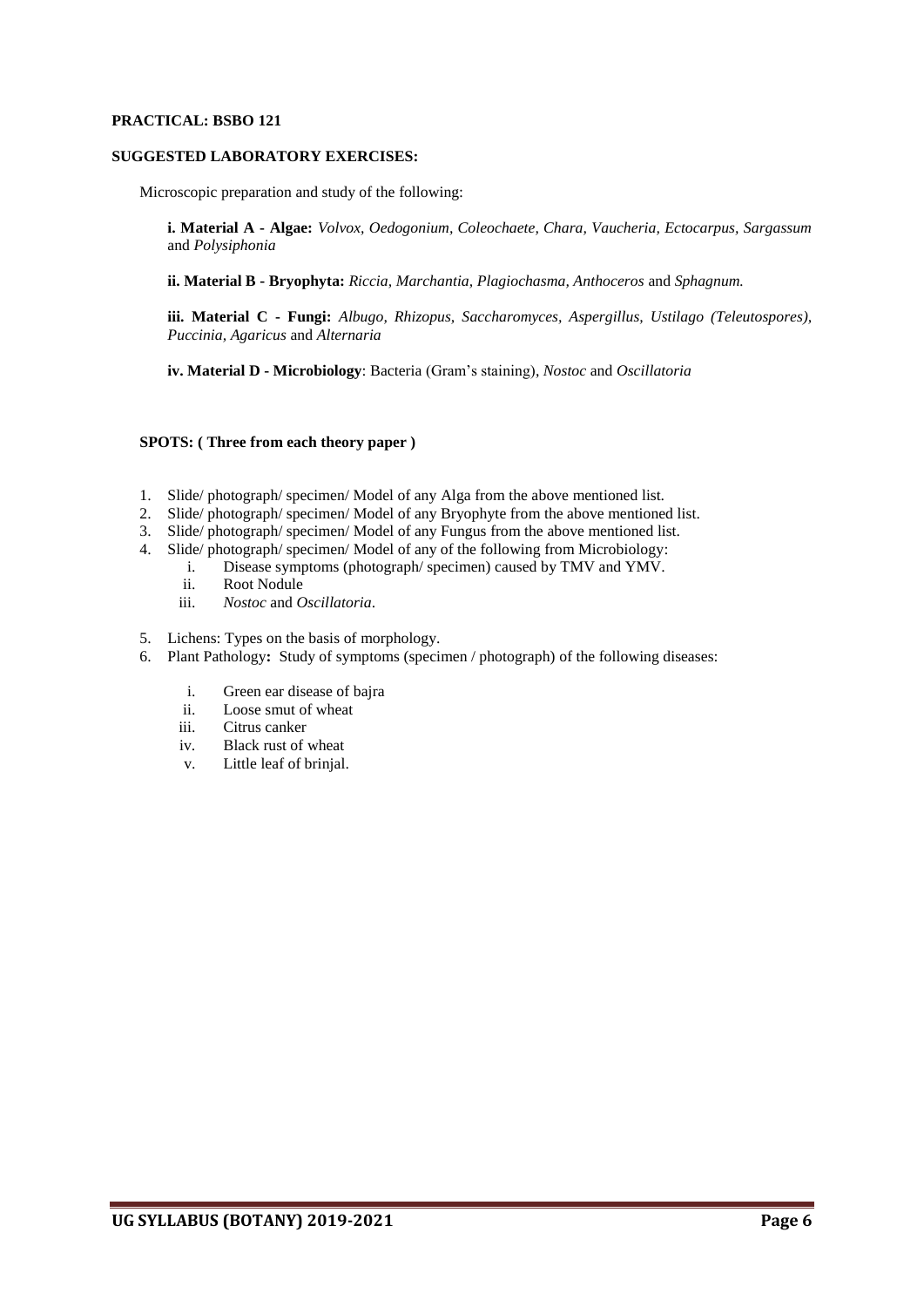**PRACTICAL: BSBO 121**

**SUGGESTED LABORATORY EXERCISES:**

Microscopic preparation and study of the following:

**i. Material A - Algae:** *Volvox, Oedogonium, Coleochaete, Chara, Vaucheria, Ectocarpus, Sargassum* and *Polysiphonia*

**ii. Material B - Bryophyta:** *Riccia, Marchantia, Plagiochasma, Anthoceros* and *Sphagnum.*

**iii. Material C - Fungi:** *Albugo, Rhizopus, Saccharomyces, Aspergillus, Ustilago (Teleutospores), Puccinia, Agaricus* and *Alternaria*

**iv. Material D - Microbiology**: Bacteria (Gram's staining), *Nostoc* and *Oscillatoria*

**SPOTS: ( Three from each theory paper )**

1. Slide/ photograph/ specimen/ Model of any Alga from the above mentioned list.
2. Slide/ photograph/ specimen/ Model of any Bryophyte from the above mentioned list.
3. Slide/ photograph/ specimen/ Model of any Fungus from the above mentioned list.
4. Slide/ photograph/ specimen/ Model of any of the following from Microbiology:
   i. Disease symptoms (photograph/ specimen) caused by TMV and YMV.
   ii. Root Nodule
   iii. *Nostoc* and *Oscillatoria*.
5. Lichens: Types on the basis of morphology.
6. Plant Pathology**:** Study of symptoms (specimen / photograph) of the following diseases:
   i. Green ear disease of bajra
   ii. Loose smut of wheat
   iii. Citrus canker
   iv. Black rust of wheat
   v. Little leaf of brinjal.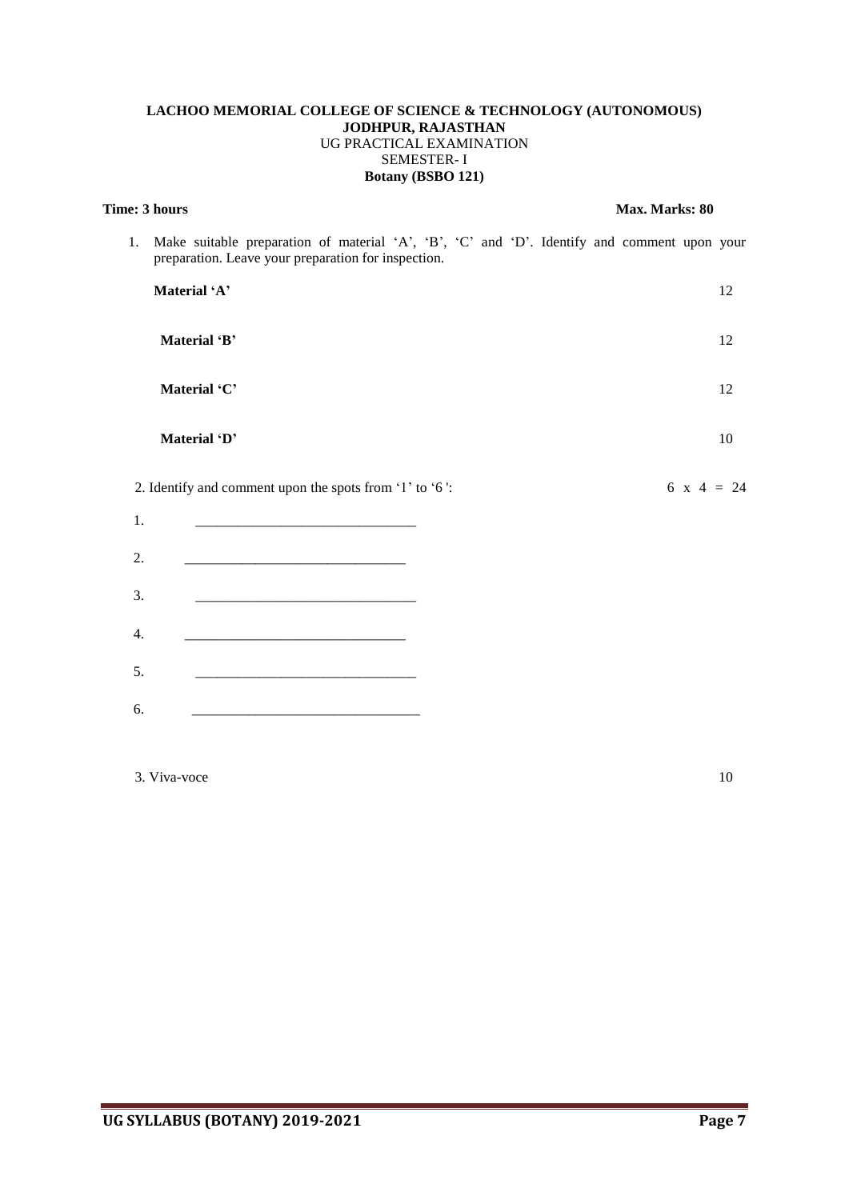**LACHOO MEMORIAL COLLEGE OF SCIENCE & TECHNOLOGY (AUTONOMOUS)**
**JODHPUR, RAJASTHAN**
UG PRACTICAL EXAMINATION
SEMESTER- I
**Botany (BSBO 121)**

**Time: 3 hours** **Max. Marks: 80**

1. Make suitable preparation of material 'A', 'B', 'C' and 'D'. Identify and comment upon your preparation. Leave your preparation for inspection.

**Material 'A'** 12

**Material 'B'** 12

**Material 'C'** 12

**Material 'D'** 10

2. Identify and comment upon the spots from '1' to '6 ': 6 x 4 = 24

1. ______________________________

2. ______________________________

3. ______________________________

4. ______________________________

5. ______________________________

6. ______________________________

3. Viva-voce 10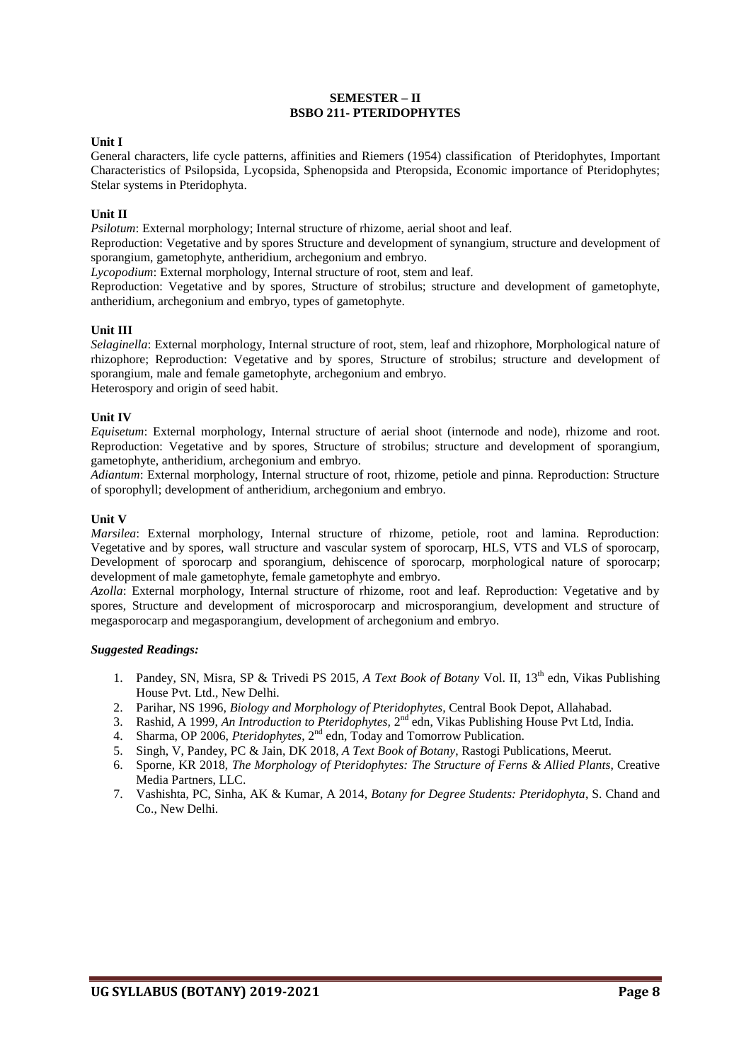**SEMESTER – II**
**BSBO 211- PTERIDOPHYTES**

**Unit I**

General characters, life cycle patterns, affinities and Riemers (1954) classification of Pteridophytes, Important Characteristics of Psilopsida, Lycopsida, Sphenopsida and Pteropsida, Economic importance of Pteridophytes; Stelar systems in Pteridophyta.

**Unit II**

*Psilotum*: External morphology; Internal structure of rhizome, aerial shoot and leaf.

Reproduction: Vegetative and by spores Structure and development of synangium, structure and development of sporangium, gametophyte, antheridium, archegonium and embryo.

*Lycopodium*: External morphology, Internal structure of root, stem and leaf.

Reproduction: Vegetative and by spores, Structure of strobilus; structure and development of gametophyte, antheridium, archegonium and embryo, types of gametophyte.

**Unit III**

*Selaginella*: External morphology, Internal structure of root, stem, leaf and rhizophore, Morphological nature of rhizophore; Reproduction: Vegetative and by spores, Structure of strobilus; structure and development of sporangium, male and female gametophyte, archegonium and embryo.

Heterospory and origin of seed habit.

**Unit IV**

*Equisetum*: External morphology, Internal structure of aerial shoot (internode and node), rhizome and root. Reproduction: Vegetative and by spores, Structure of strobilus; structure and development of sporangium, gametophyte, antheridium, archegonium and embryo.

*Adiantum*: External morphology, Internal structure of root, rhizome, petiole and pinna. Reproduction: Structure of sporophyll; development of antheridium, archegonium and embryo.

**Unit V**

*Marsilea*: External morphology, Internal structure of rhizome, petiole, root and lamina. Reproduction: Vegetative and by spores, wall structure and vascular system of sporocarp, HLS, VTS and VLS of sporocarp, Development of sporocarp and sporangium, dehiscence of sporocarp, morphological nature of sporocarp; development of male gametophyte, female gametophyte and embryo.

*Azolla*: External morphology, Internal structure of rhizome, root and leaf. Reproduction: Vegetative and by spores, Structure and development of microsporocarp and microsporangium, development and structure of megasporocarp and megasporangium, development of archegonium and embryo.

***Suggested Readings:***

1. Pandey, SN, Misra, SP & Trivedi PS 2015, *A Text Book of Botany* Vol. II, 13th edn, Vikas Publishing House Pvt. Ltd., New Delhi.
2. Parihar, NS 1996, *Biology and Morphology of Pteridophytes*, Central Book Depot, Allahabad.
3. Rashid, A 1999, *An Introduction to Pteridophytes*, 2nd edn, Vikas Publishing House Pvt Ltd, India.
4. Sharma, OP 2006, *Pteridophytes*, 2nd edn, Today and Tomorrow Publication.
5. Singh, V, Pandey, PC & Jain, DK 2018, *A Text Book of Botany*, Rastogi Publications, Meerut.
6. Sporne, KR 2018, *The Morphology of Pteridophytes: The Structure of Ferns & Allied Plants*, Creative Media Partners, LLC.
7. Vashishta, PC, Sinha, AK & Kumar, A 2014, *Botany for Degree Students: Pteridophyta*, S. Chand and Co., New Delhi.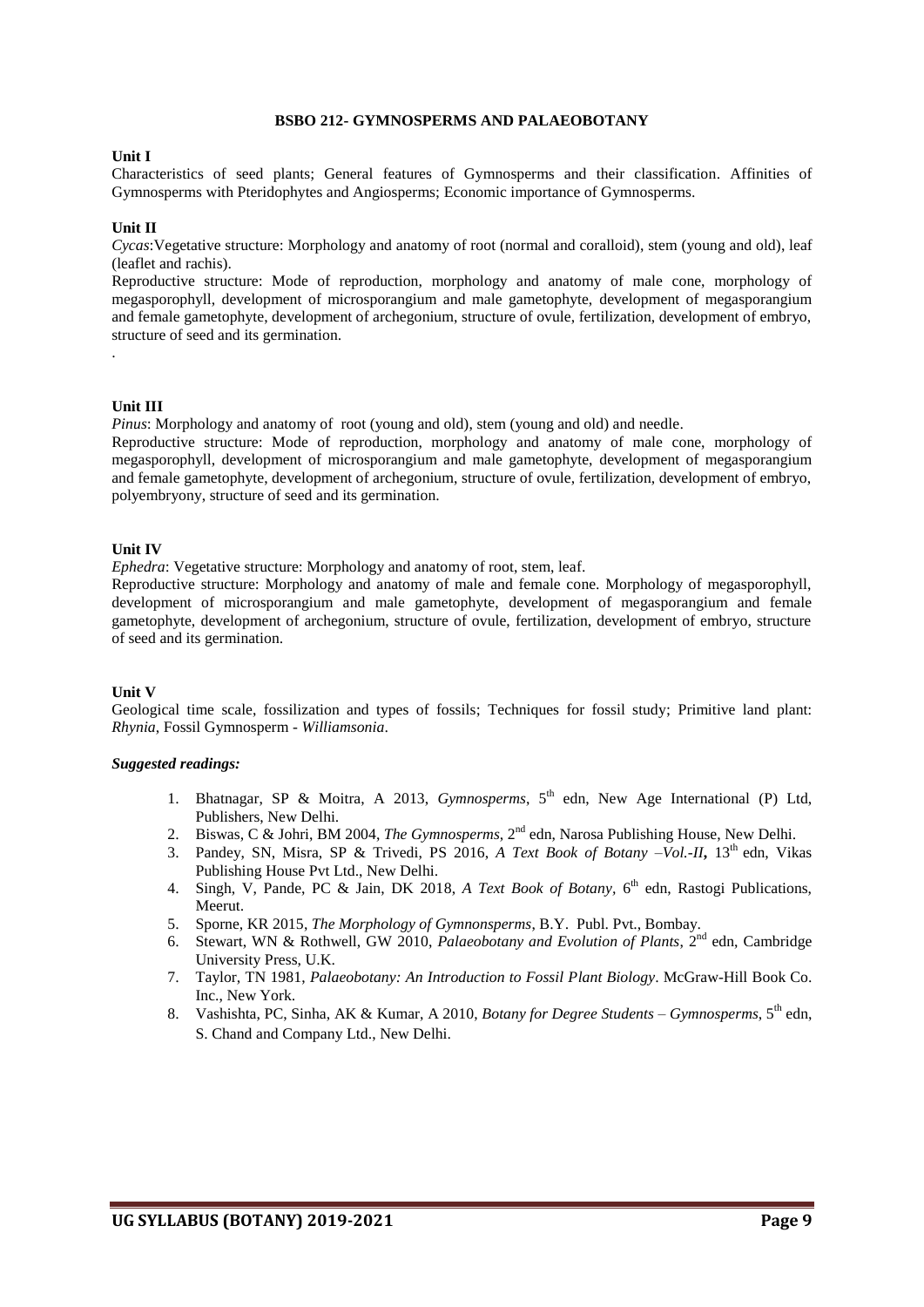## BSBO 212- GYMNOSPERMS AND PALAEOBOTANY

### Unit I

Characteristics of seed plants; General features of Gymnosperms and their classification. Affinities of Gymnosperms with Pteridophytes and Angiosperms; Economic importance of Gymnosperms.

### Unit II

*Cycas*:Vegetative structure: Morphology and anatomy of root (normal and coralloid), stem (young and old), leaf (leaflet and rachis).

Reproductive structure: Mode of reproduction, morphology and anatomy of male cone, morphology of megasporophyll, development of microsporangium and male gametophyte, development of megasporangium and female gametophyte, development of archegonium, structure of ovule, fertilization, development of embryo, structure of seed and its germination.

.

### Unit III

*Pinus*: Morphology and anatomy of root (young and old), stem (young and old) and needle.

Reproductive structure: Mode of reproduction, morphology and anatomy of male cone, morphology of megasporophyll, development of microsporangium and male gametophyte, development of megasporangium and female gametophyte, development of archegonium, structure of ovule, fertilization, development of embryo, polyembryony, structure of seed and its germination.

### Unit IV

*Ephedra*: Vegetative structure: Morphology and anatomy of root, stem, leaf.

Reproductive structure: Morphology and anatomy of male and female cone. Morphology of megasporophyll, development of microsporangium and male gametophyte, development of megasporangium and female gametophyte, development of archegonium, structure of ovule, fertilization, development of embryo, structure of seed and its germination.

### Unit V

Geological time scale, fossilization and types of fossils; Techniques for fossil study; Primitive land plant: *Rhynia*, Fossil Gymnosperm - *Williamsonia*.

***Suggested readings:***

1. Bhatnagar, SP & Moitra, A 2013, *Gymnosperms*, 5th edn, New Age International (P) Ltd, Publishers, New Delhi.
2. Biswas, C & Johri, BM 2004, *The Gymnosperms*, 2nd edn, Narosa Publishing House, New Delhi.
3. Pandey, SN, Misra, SP & Trivedi, PS 2016, *A Text Book of Botany –Vol.-II*, 13th edn, Vikas Publishing House Pvt Ltd., New Delhi.
4. Singh, V, Pande, PC & Jain, DK 2018, *A Text Book of Botany*, 6th edn, Rastogi Publications, Meerut.
5. Sporne, KR 2015, *The Morphology of Gymnonsperms*, B.Y. Publ. Pvt., Bombay.
6. Stewart, WN & Rothwell, GW 2010, *Palaeobotany and Evolution of Plants*, 2nd edn, Cambridge University Press, U.K.
7. Taylor, TN 1981, *Palaeobotany: An Introduction to Fossil Plant Biology*. McGraw-Hill Book Co. Inc., New York.
8. Vashishta, PC, Sinha, AK & Kumar, A 2010, *Botany for Degree Students – Gymnosperms*, 5th edn, S. Chand and Company Ltd., New Delhi.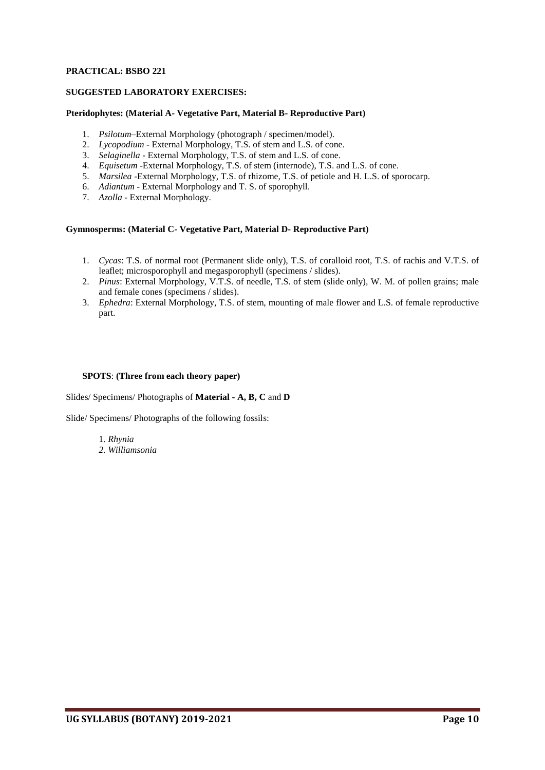**PRACTICAL: BSBO 221**

**SUGGESTED LABORATORY EXERCISES:**

**Pteridophytes: (Material A- Vegetative Part, Material B- Reproductive Part)**

1. *Psilotum*–External Morphology (photograph / specimen/model).
2. *Lycopodium* - External Morphology, T.S. of stem and L.S. of cone.
3. *Selaginella* - External Morphology, T.S. of stem and L.S. of cone.
4. *Equisetum* -External Morphology, T.S. of stem (internode), T.S. and L.S. of cone.
5. *Marsilea* -External Morphology, T.S. of rhizome, T.S. of petiole and H. L.S. of sporocarp.
6. *Adiantum* - External Morphology and T. S. of sporophyll.
7. *Azolla* - External Morphology.

**Gymnosperms: (Material C- Vegetative Part, Material D- Reproductive Part)**

1. *Cycas*: T.S. of normal root (Permanent slide only), T.S. of coralloid root, T.S. of rachis and V.T.S. of leaflet; microsporophyll and megasporophyll (specimens / slides).
2. *Pinus*: External Morphology, V.T.S. of needle, T.S. of stem (slide only), W. M. of pollen grains; male and female cones (specimens / slides).
3. *Ephedra*: External Morphology, T.S. of stem, mounting of male flower and L.S. of female reproductive part.

**SPOTS**: **(Three from each theory paper)**

Slides/ Specimens/ Photographs of **Material - A, B, C** and **D**

Slide/ Specimens/ Photographs of the following fossils:

1. *Rhynia*
2. *Williamsonia*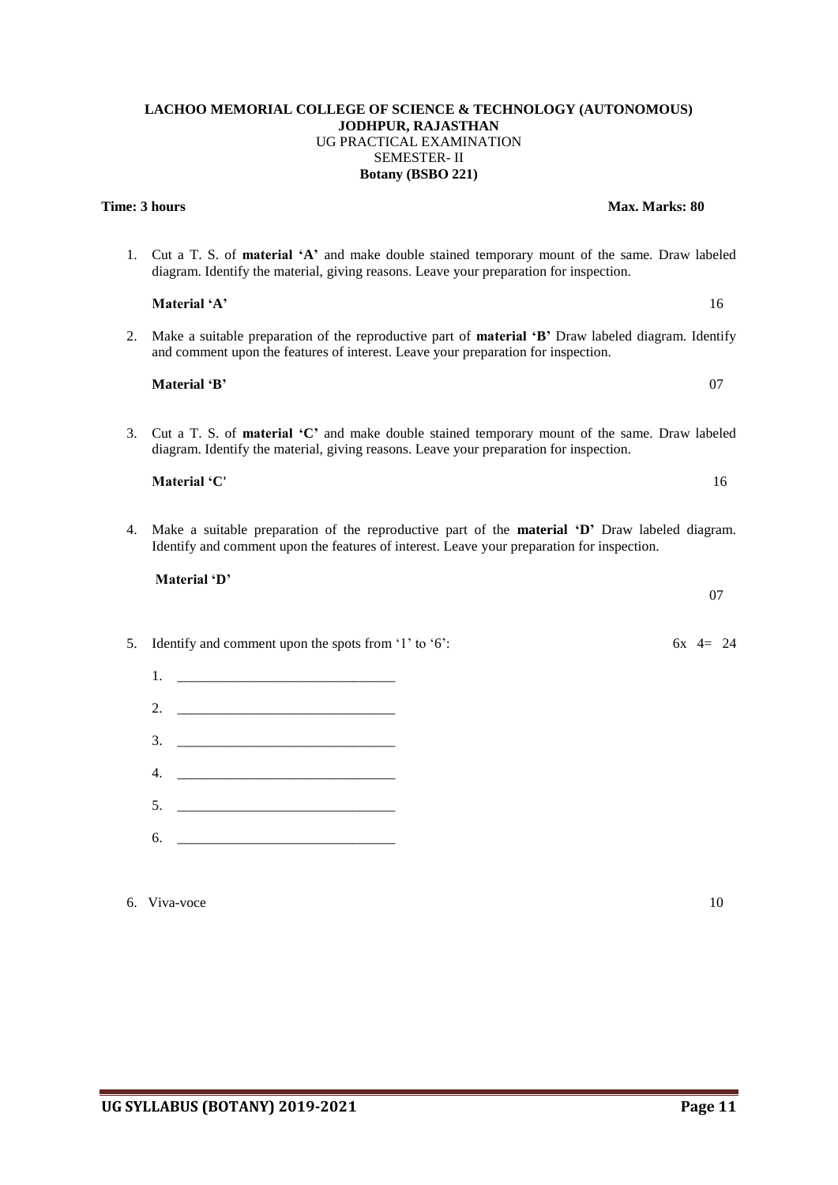**LACHOO MEMORIAL COLLEGE OF SCIENCE & TECHNOLOGY (AUTONOMOUS)**
**JODHPUR, RAJASTHAN**
UG PRACTICAL EXAMINATION
SEMESTER- II
**Botany (BSBO 221)**

**Time: 3 hours** **Max. Marks: 80**

1. Cut a T. S. of **material 'A'** and make double stained temporary mount of the same. Draw labeled diagram. Identify the material, giving reasons. Leave your preparation for inspection.

   **Material 'A'** 16

2. Make a suitable preparation of the reproductive part of **material 'B'** Draw labeled diagram. Identify and comment upon the features of interest. Leave your preparation for inspection.

   **Material 'B'** 07

3. Cut a T. S. of **material 'C'** and make double stained temporary mount of the same. Draw labeled diagram. Identify the material, giving reasons. Leave your preparation for inspection.

   **Material 'C'** 16

4. Make a suitable preparation of the reproductive part of the **material 'D'** Draw labeled diagram. Identify and comment upon the features of interest. Leave your preparation for inspection.

   **Material 'D'** 07

5. Identify and comment upon the spots from '1' to '6': 6x 4= 24

   1. ______________________________
   2. ______________________________
   3. ______________________________
   4. ______________________________
   5. ______________________________
   6. ______________________________

6. Viva-voce 10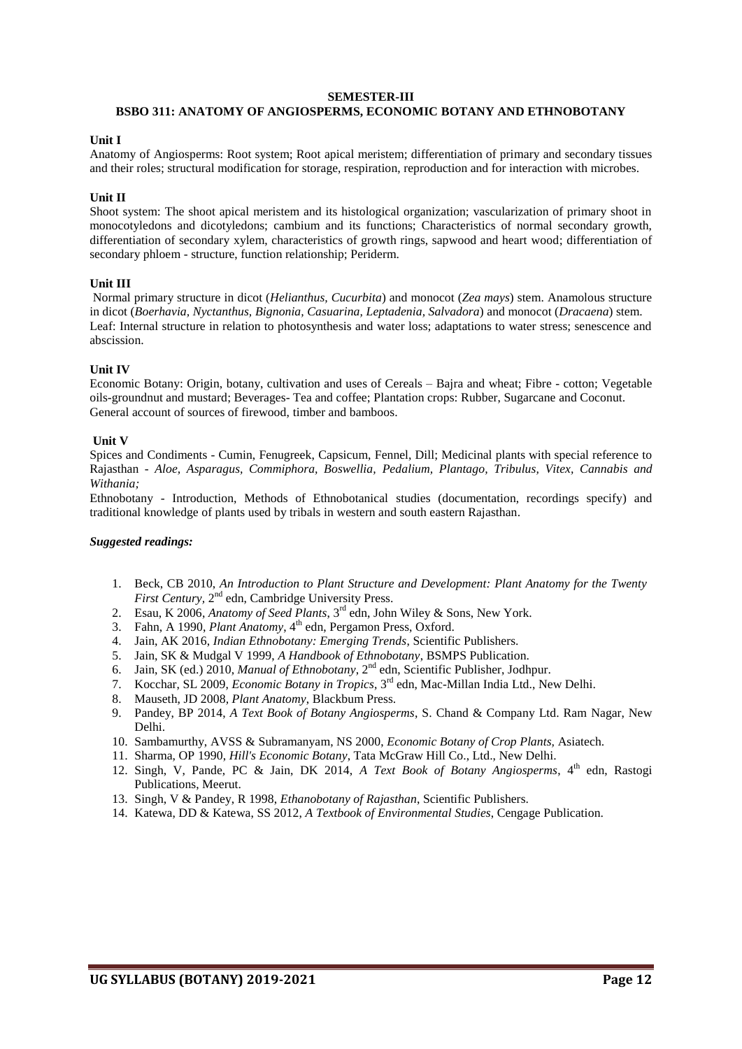## SEMESTER-III

## BSBO 311: ANATOMY OF ANGIOSPERMS, ECONOMIC BOTANY AND ETHNOBOTANY

### Unit I

Anatomy of Angiosperms: Root system; Root apical meristem; differentiation of primary and secondary tissues and their roles; structural modification for storage, respiration, reproduction and for interaction with microbes.

### Unit II

Shoot system: The shoot apical meristem and its histological organization; vascularization of primary shoot in monocotyledons and dicotyledons; cambium and its functions; Characteristics of normal secondary growth, differentiation of secondary xylem, characteristics of growth rings, sapwood and heart wood; differentiation of secondary phloem - structure, function relationship; Periderm.

### Unit III

Normal primary structure in dicot (*Helianthus, Cucurbita*) and monocot (*Zea mays*) stem. Anamolous structure in dicot (*Boerhavia, Nyctanthus, Bignonia, Casuarina, Leptadenia, Salvadora*) and monocot (*Dracaena*) stem. Leaf: Internal structure in relation to photosynthesis and water loss; adaptations to water stress; senescence and abscission.

### Unit IV

Economic Botany: Origin, botany, cultivation and uses of Cereals – Bajra and wheat; Fibre - cotton; Vegetable oils-groundnut and mustard; Beverages- Tea and coffee; Plantation crops: Rubber, Sugarcane and Coconut. General account of sources of firewood, timber and bamboos.

### Unit V

Spices and Condiments - Cumin, Fenugreek, Capsicum, Fennel, Dill; Medicinal plants with special reference to Rajasthan - *Aloe, Asparagus, Commiphora, Boswellia, Pedalium, Plantago, Tribulus, Vitex, Cannabis and Withania;*

Ethnobotany - Introduction, Methods of Ethnobotanical studies (documentation, recordings specify) and traditional knowledge of plants used by tribals in western and south eastern Rajasthan.

***Suggested readings:***

1. Beck, CB 2010, *An Introduction to Plant Structure and Development: Plant Anatomy for the Twenty First Century*, 2nd edn, Cambridge University Press.
2. Esau, K 2006, *Anatomy of Seed Plants*, 3rd edn, John Wiley & Sons, New York.
3. Fahn, A 1990, *Plant Anatomy*, 4th edn, Pergamon Press, Oxford.
4. Jain, AK 2016, *Indian Ethnobotany: Emerging Trends*, Scientific Publishers.
5. Jain, SK & Mudgal V 1999, *A Handbook of Ethnobotany*, BSMPS Publication.
6. Jain, SK (ed.) 2010, *Manual of Ethnobotany*, 2nd edn, Scientific Publisher, Jodhpur.
7. Kocchar, SL 2009, *Economic Botany in Tropics*, 3rd edn, Mac-Millan India Ltd., New Delhi.
8. Mauseth, JD 2008, *Plant Anatomy*, Blackbum Press.
9. Pandey, BP 2014, *A Text Book of Botany Angiosperms*, S. Chand & Company Ltd. Ram Nagar, New Delhi.
10. Sambamurthy, AVSS & Subramanyam, NS 2000, *Economic Botany of Crop Plants*, Asiatech.
11. Sharma, OP 1990, *Hill's Economic Botany*, Tata McGraw Hill Co., Ltd., New Delhi.
12. Singh, V, Pande, PC & Jain, DK 2014, *A Text Book of Botany Angiosperms*, 4th edn, Rastogi Publications, Meerut.
13. Singh, V & Pandey, R 1998, *Ethanobotany of Rajasthan*, Scientific Publishers.
14. Katewa, DD & Katewa, SS 2012, *A Textbook of Environmental Studies*, Cengage Publication.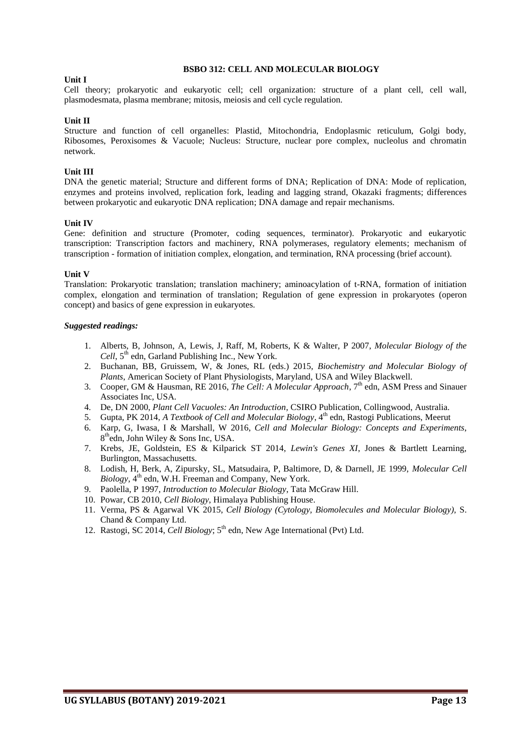# BSBO 312: CELL AND MOLECULAR BIOLOGY

**Unit I**

Cell theory; prokaryotic and eukaryotic cell; cell organization: structure of a plant cell, cell wall, plasmodesmata, plasma membrane; mitosis, meiosis and cell cycle regulation.

**Unit II**

Structure and function of cell organelles: Plastid, Mitochondria, Endoplasmic reticulum, Golgi body, Ribosomes, Peroxisomes & Vacuole; Nucleus: Structure, nuclear pore complex, nucleolus and chromatin network.

**Unit III**

DNA the genetic material; Structure and different forms of DNA; Replication of DNA: Mode of replication, enzymes and proteins involved, replication fork, leading and lagging strand, Okazaki fragments; differences between prokaryotic and eukaryotic DNA replication; DNA damage and repair mechanisms.

**Unit IV**

Gene: definition and structure (Promoter, coding sequences, terminator). Prokaryotic and eukaryotic transcription: Transcription factors and machinery, RNA polymerases, regulatory elements; mechanism of transcription - formation of initiation complex, elongation, and termination, RNA processing (brief account).

**Unit V**

Translation: Prokaryotic translation; translation machinery; aminoacylation of t-RNA, formation of initiation complex, elongation and termination of translation; Regulation of gene expression in prokaryotes (operon concept) and basics of gene expression in eukaryotes.

***Suggested readings:***

1. Alberts, B, Johnson, A, Lewis, J, Raff, M, Roberts, K & Walter, P 2007, *Molecular Biology of the Cell*, 5th edn, Garland Publishing Inc., New York.
2. Buchanan, BB, Gruissem, W, & Jones, RL (eds.) 2015, *Biochemistry and Molecular Biology of Plants*, American Society of Plant Physiologists, Maryland, USA and Wiley Blackwell.
3. Cooper, GM & Hausman, RE 2016, *The Cell: A Molecular Approach*, 7th edn, ASM Press and Sinauer Associates Inc, USA.
4. De, DN 2000, *Plant Cell Vacuoles: An Introduction*, CSIRO Publication, Collingwood, Australia.
5. Gupta, PK 2014, *A Textbook of Cell and Molecular Biology*, 4th edn, Rastogi Publications, Meerut
6. Karp, G, Iwasa, I & Marshall, W 2016, *Cell and Molecular Biology: Concepts and Experiments*, 8th edn, John Wiley & Sons Inc, USA.
7. Krebs, JE, Goldstein, ES & Kilparick ST 2014, *Lewin's Genes XI*, Jones & Bartlett Learning, Burlington, Massachusetts.
8. Lodish, H, Berk, A, Zipursky, SL, Matsudaira, P, Baltimore, D, & Darnell, JE 1999, *Molecular Cell Biology*, 4th edn, W.H. Freeman and Company, New York.
9. Paolella, P 1997, *Introduction to Molecular Biology*, Tata McGraw Hill.
10. Powar, CB 2010, *Cell Biology*, Himalaya Publishing House.
11. Verma, PS & Agarwal VK 2015, *Cell Biology (Cytology, Biomolecules and Molecular Biology)*, S. Chand & Company Ltd.
12. Rastogi, SC 2014, *Cell Biology*; 5th edn, New Age International (Pvt) Ltd.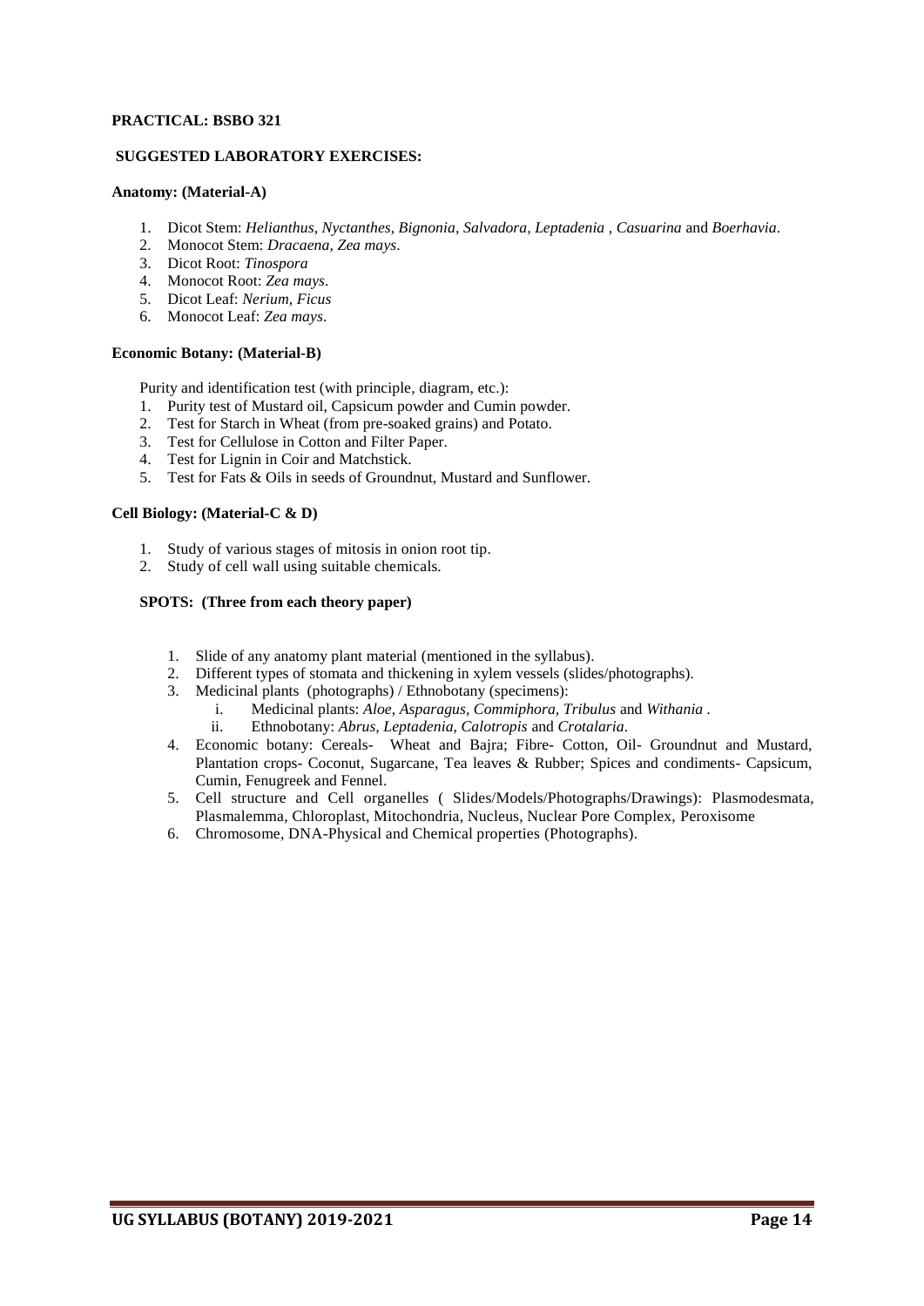**PRACTICAL: BSBO 321**

**SUGGESTED LABORATORY EXERCISES:**

**Anatomy: (Material-A)**

1. Dicot Stem: *Helianthus, Nyctanthes, Bignonia, Salvadora, Leptadenia , Casuarina* and *Boerhavia*.
2. Monocot Stem: *Dracaena, Zea mays*.
3. Dicot Root: *Tinospora*
4. Monocot Root: *Zea mays*.
5. Dicot Leaf: *Nerium, Ficus*
6. Monocot Leaf: *Zea mays*.

**Economic Botany: (Material-B)**

Purity and identification test (with principle, diagram, etc.):

1. Purity test of Mustard oil, Capsicum powder and Cumin powder.
2. Test for Starch in Wheat (from pre-soaked grains) and Potato.
3. Test for Cellulose in Cotton and Filter Paper.
4. Test for Lignin in Coir and Matchstick.
5. Test for Fats & Oils in seeds of Groundnut, Mustard and Sunflower.

**Cell Biology: (Material-C & D)**

1. Study of various stages of mitosis in onion root tip.
2. Study of cell wall using suitable chemicals.

**SPOTS: (Three from each theory paper)**

1. Slide of any anatomy plant material (mentioned in the syllabus).
2. Different types of stomata and thickening in xylem vessels (slides/photographs).
3. Medicinal plants (photographs) / Ethnobotany (specimens):
   - i. Medicinal plants: *Aloe, Asparagus, Commiphora, Tribulus* and *Withania* .
   - ii. Ethnobotany: *Abrus, Leptadenia, Calotropis* and *Crotalaria*.
4. Economic botany: Cereals- Wheat and Bajra; Fibre- Cotton, Oil- Groundnut and Mustard, Plantation crops- Coconut, Sugarcane, Tea leaves & Rubber; Spices and condiments- Capsicum, Cumin, Fenugreek and Fennel.
5. Cell structure and Cell organelles ( Slides/Models/Photographs/Drawings): Plasmodesmata, Plasmalemma, Chloroplast, Mitochondria, Nucleus, Nuclear Pore Complex, Peroxisome
6. Chromosome, DNA-Physical and Chemical properties (Photographs).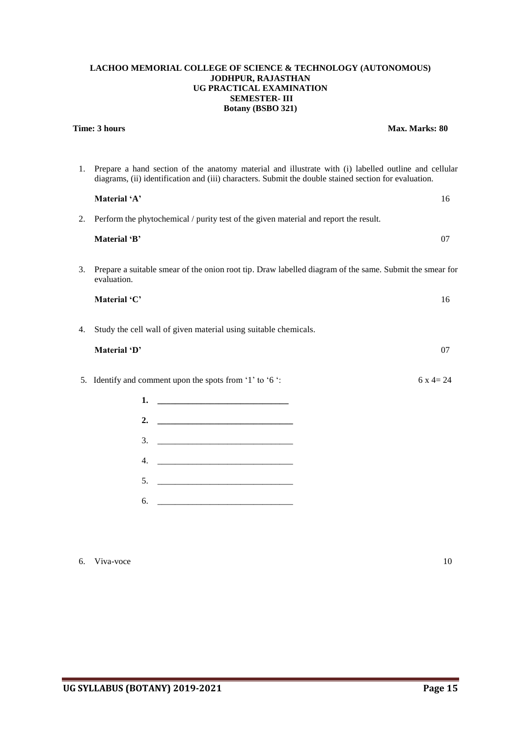**LACHOO MEMORIAL COLLEGE OF SCIENCE & TECHNOLOGY (AUTONOMOUS)**
**JODHPUR, RAJASTHAN**
**UG PRACTICAL EXAMINATION**
**SEMESTER- III**
**Botany (BSBO 321)**

**Time: 3 hours** **Max. Marks: 80**

1. Prepare a hand section of the anatomy material and illustrate with (i) labelled outline and cellular diagrams, (ii) identification and (iii) characters. Submit the double stained section for evaluation.

   **Material 'A'** 16

2. Perform the phytochemical / purity test of the given material and report the result.

   **Material 'B'** 07

3. Prepare a suitable smear of the onion root tip. Draw labelled diagram of the same. Submit the smear for evaluation.

   **Material 'C'** 16

4. Study the cell wall of given material using suitable chemicals.

   **Material 'D'** 07

5. Identify and comment upon the spots from '1' to '6 ': 6 x 4= 24

   **1.** ______________________________

   **2.** ______________________________

   3. ______________________________

   4. ______________________________

   5. ______________________________

   6. ______________________________

6. Viva-voce 10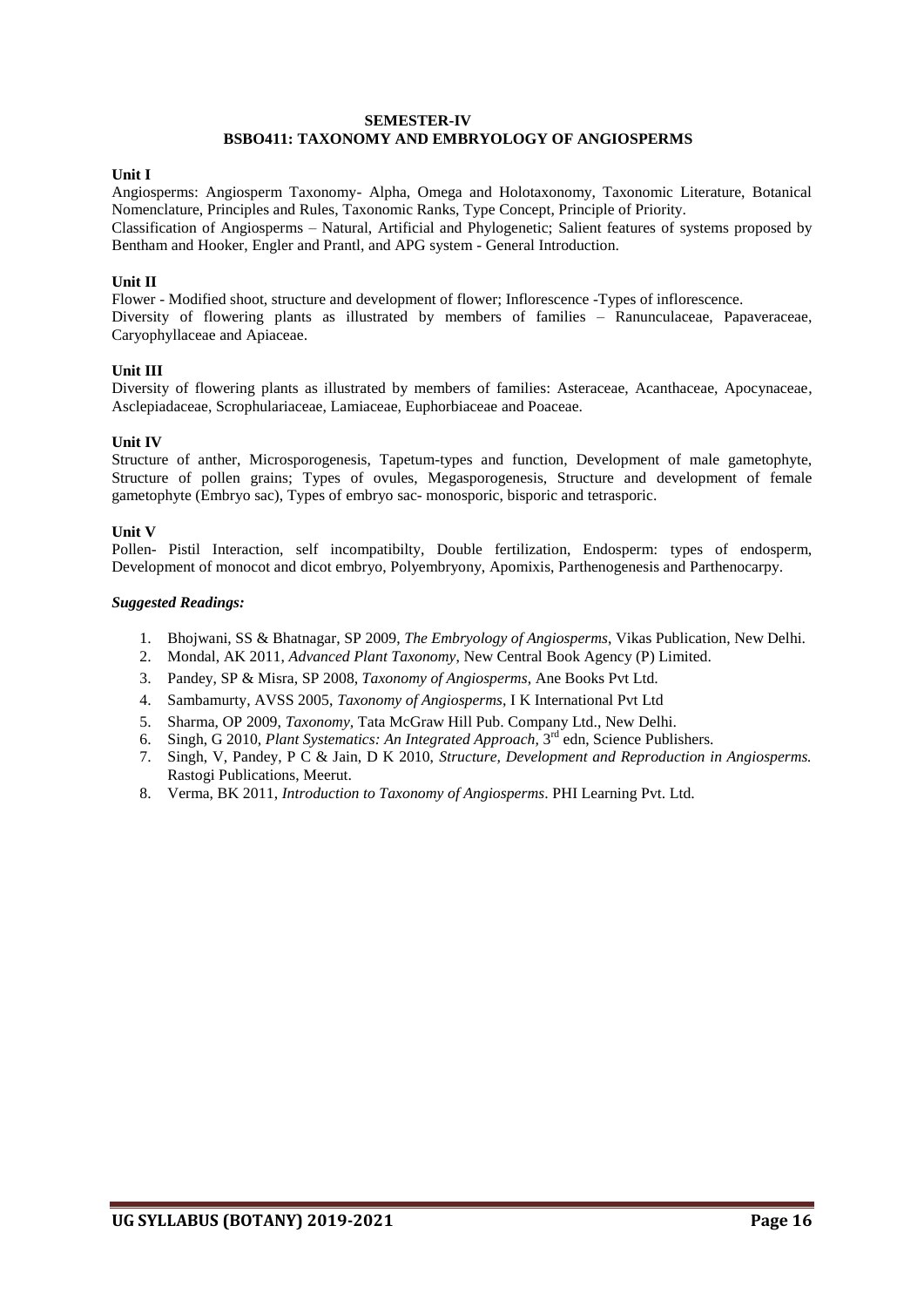## SEMESTER-IV

## BSBO411: TAXONOMY AND EMBRYOLOGY OF ANGIOSPERMS

**Unit I**

Angiosperms: Angiosperm Taxonomy- Alpha, Omega and Holotaxonomy, Taxonomic Literature, Botanical Nomenclature, Principles and Rules, Taxonomic Ranks, Type Concept, Principle of Priority.

Classification of Angiosperms – Natural, Artificial and Phylogenetic; Salient features of systems proposed by Bentham and Hooker, Engler and Prantl, and APG system - General Introduction.

**Unit II**

Flower - Modified shoot, structure and development of flower; Inflorescence -Types of inflorescence.

Diversity of flowering plants as illustrated by members of families – Ranunculaceae, Papaveraceae, Caryophyllaceae and Apiaceae.

**Unit III**

Diversity of flowering plants as illustrated by members of families: Asteraceae, Acanthaceae, Apocynaceae, Asclepiadaceae, Scrophulariaceae, Lamiaceae, Euphorbiaceae and Poaceae.

**Unit IV**

Structure of anther, Microsporogenesis, Tapetum-types and function, Development of male gametophyte, Structure of pollen grains; Types of ovules, Megasporogenesis, Structure and development of female gametophyte (Embryo sac), Types of embryo sac- monosporic, bisporic and tetrasporic.

**Unit V**

Pollen- Pistil Interaction, self incompatibilty, Double fertilization, Endosperm: types of endosperm, Development of monocot and dicot embryo, Polyembryony, Apomixis, Parthenogenesis and Parthenocarpy.

***Suggested Readings:***

1. Bhojwani, SS & Bhatnagar, SP 2009, *The Embryology of Angiosperms*, Vikas Publication, New Delhi.
2. Mondal, AK 2011, *Advanced Plant Taxonomy*, New Central Book Agency (P) Limited.
3. Pandey, SP & Misra, SP 2008, *Taxonomy of Angiosperms*, Ane Books Pvt Ltd.
4. Sambamurty, AVSS 2005, *Taxonomy of Angiosperms*, I K International Pvt Ltd
5. Sharma, OP 2009, *Taxonomy*, Tata McGraw Hill Pub. Company Ltd., New Delhi.
6. Singh, G 2010, *Plant Systematics: An Integrated Approach*, 3rd edn, Science Publishers.
7. Singh, V, Pandey, P C & Jain, D K 2010, *Structure, Development and Reproduction in Angiosperms.* Rastogi Publications, Meerut.
8. Verma, BK 2011, *Introduction to Taxonomy of Angiosperms*. PHI Learning Pvt. Ltd.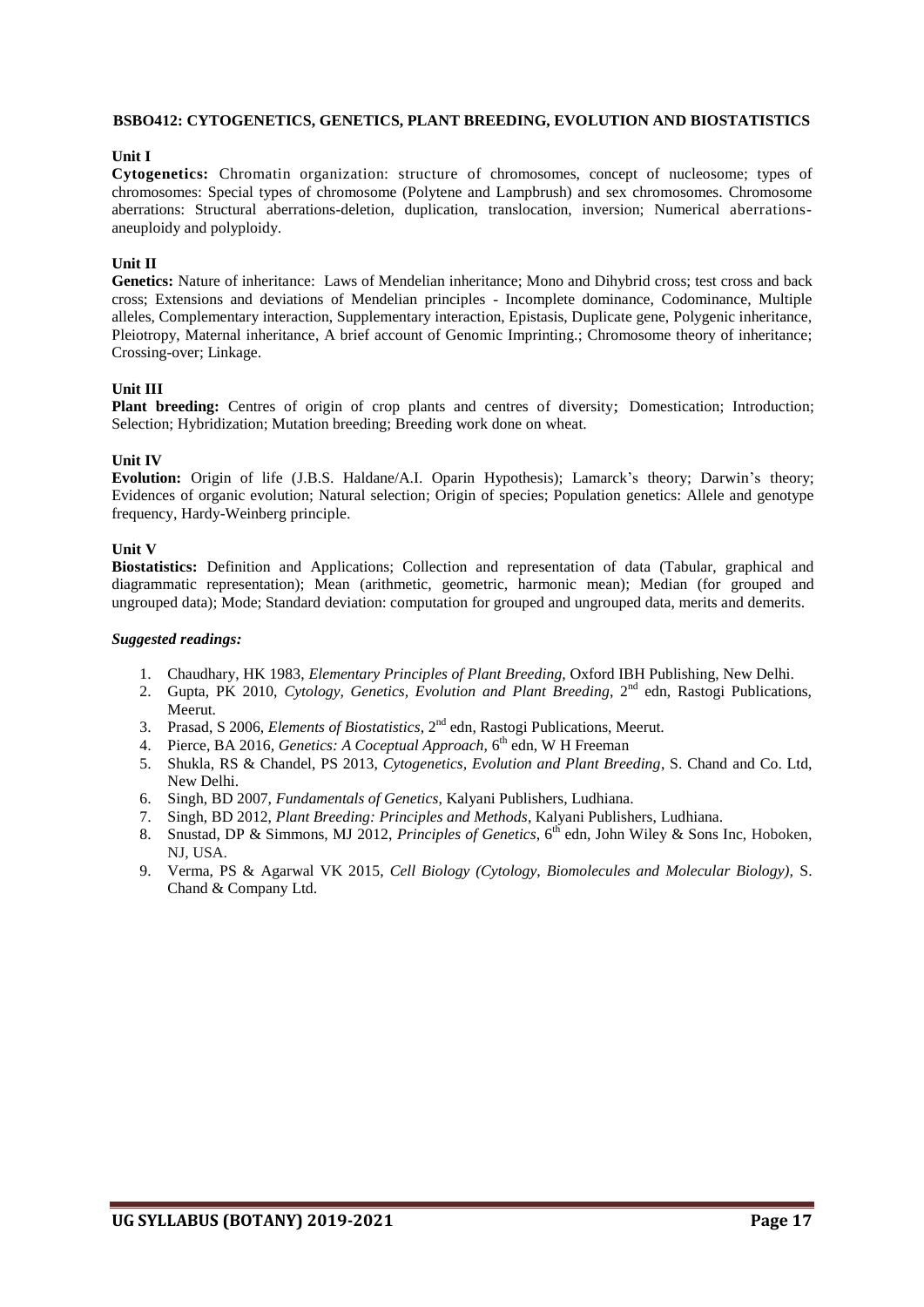### BSBO412: CYTOGENETICS, GENETICS, PLANT BREEDING, EVOLUTION AND BIOSTATISTICS

**Unit I**

**Cytogenetics:** Chromatin organization: structure of chromosomes, concept of nucleosome; types of chromosomes: Special types of chromosome (Polytene and Lampbrush) and sex chromosomes. Chromosome aberrations: Structural aberrations-deletion, duplication, translocation, inversion; Numerical aberrations-aneuploidy and polyploidy.

**Unit II**

**Genetics:** Nature of inheritance: Laws of Mendelian inheritance; Mono and Dihybrid cross; test cross and back cross; Extensions and deviations of Mendelian principles - Incomplete dominance, Codominance, Multiple alleles, Complementary interaction, Supplementary interaction, Epistasis, Duplicate gene, Polygenic inheritance, Pleiotropy, Maternal inheritance, A brief account of Genomic Imprinting.; Chromosome theory of inheritance; Crossing-over; Linkage.

**Unit III**

**Plant breeding:** Centres of origin of crop plants and centres of diversity; Domestication; Introduction; Selection; Hybridization; Mutation breeding; Breeding work done on wheat.

**Unit IV**

**Evolution:** Origin of life (J.B.S. Haldane/A.I. Oparin Hypothesis); Lamarck's theory; Darwin's theory; Evidences of organic evolution; Natural selection; Origin of species; Population genetics: Allele and genotype frequency, Hardy-Weinberg principle.

**Unit V**

**Biostatistics:** Definition and Applications; Collection and representation of data (Tabular, graphical and diagrammatic representation); Mean (arithmetic, geometric, harmonic mean); Median (for grouped and ungrouped data); Mode; Standard deviation: computation for grouped and ungrouped data, merits and demerits.

***Suggested readings:***

1. Chaudhary, HK 1983, *Elementary Principles of Plant Breeding*, Oxford IBH Publishing, New Delhi.
2. Gupta, PK 2010, *Cytology, Genetics, Evolution and Plant Breeding*, 2nd edn, Rastogi Publications, Meerut.
3. Prasad, S 2006, *Elements of Biostatistics*, 2nd edn, Rastogi Publications, Meerut.
4. Pierce, BA 2016, *Genetics: A Coceptual Approach*, 6th edn, W H Freeman
5. Shukla, RS & Chandel, PS 2013, *Cytogenetics, Evolution and Plant Breeding*, S. Chand and Co. Ltd, New Delhi.
6. Singh, BD 2007, *Fundamentals of Genetics*, Kalyani Publishers, Ludhiana.
7. Singh, BD 2012, *Plant Breeding: Principles and Methods*, Kalyani Publishers, Ludhiana.
8. Snustad, DP & Simmons, MJ 2012, *Principles of Genetics*, 6th edn, John Wiley & Sons Inc, Hoboken, NJ, USA.
9. Verma, PS & Agarwal VK 2015, *Cell Biology (Cytology, Biomolecules and Molecular Biology)*, S. Chand & Company Ltd.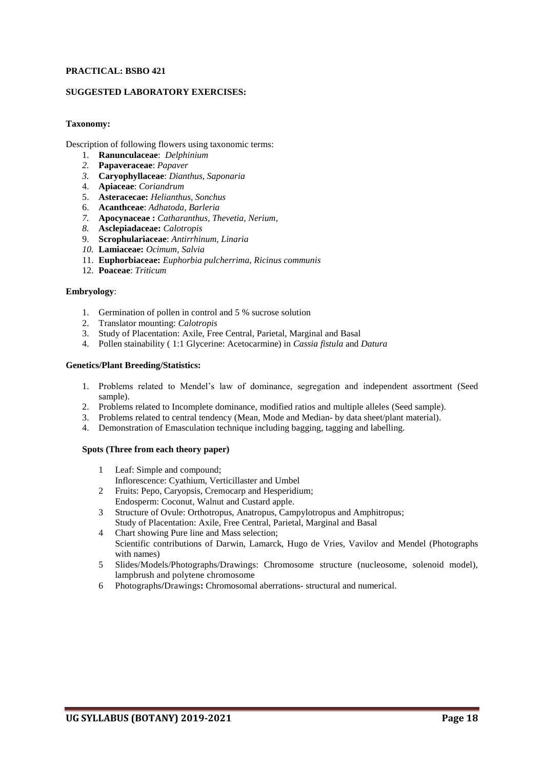**PRACTICAL: BSBO 421**

**SUGGESTED LABORATORY EXERCISES:**

**Taxonomy:**

Description of following flowers using taxonomic terms:

1. **Ranunculaceae**: *Delphinium*
2. **Papaveraceae**: *Papaver*
3. **Caryophyllaceae**: *Dianthus, Saponaria*
4. **Apiaceae**: *Coriandrum*
5. **Asteracecae:** *Helianthus, Sonchus*
6. **Acanthceae**: *Adhatoda, Barleria*
7. **Apocynaceae :** *Catharanthus, Thevetia, Nerium,*
8. **Asclepiadaceae:** *Calotropis*
9. **Scrophulariaceae**: *Antirrhinum, Linaria*
10. **Lamiaceae:** *Ocimum, Salvia*
11. **Euphorbiaceae:** *Euphorbia pulcherrima, Ricinus communis*
12. **Poaceae**: *Triticum*

**Embryology**:

1. Germination of pollen in control and 5 % sucrose solution
2. Translator mounting: *Calotropis*
3. Study of Placentation: Axile, Free Central, Parietal, Marginal and Basal
4. Pollen stainability ( 1:1 Glycerine: Acetocarmine) in *Cassia fistula* and *Datura*

**Genetics/Plant Breeding/Statistics:**

1. Problems related to Mendel's law of dominance, segregation and independent assortment (Seed sample).
2. Problems related to Incomplete dominance, modified ratios and multiple alleles (Seed sample).
3. Problems related to central tendency (Mean, Mode and Median- by data sheet/plant material).
4. Demonstration of Emasculation technique including bagging, tagging and labelling.

**Spots (Three from each theory paper)**

1. Leaf: Simple and compound;
   Inflorescence: Cyathium, Verticillaster and Umbel
2. Fruits: Pepo, Caryopsis, Cremocarp and Hesperidium;
   Endosperm: Coconut, Walnut and Custard apple.
3. Structure of Ovule: Orthotropus, Anatropus, Campylotropus and Amphitropus;
   Study of Placentation: Axile, Free Central, Parietal, Marginal and Basal
4. Chart showing Pure line and Mass selection;
   Scientific contributions of Darwin, Lamarck, Hugo de Vries, Vavilov and Mendel (Photographs with names)
5. Slides/Models/Photographs/Drawings: Chromosome structure (nucleosome, solenoid model), lampbrush and polytene chromosome
6. Photographs/Drawings**:** Chromosomal aberrations- structural and numerical.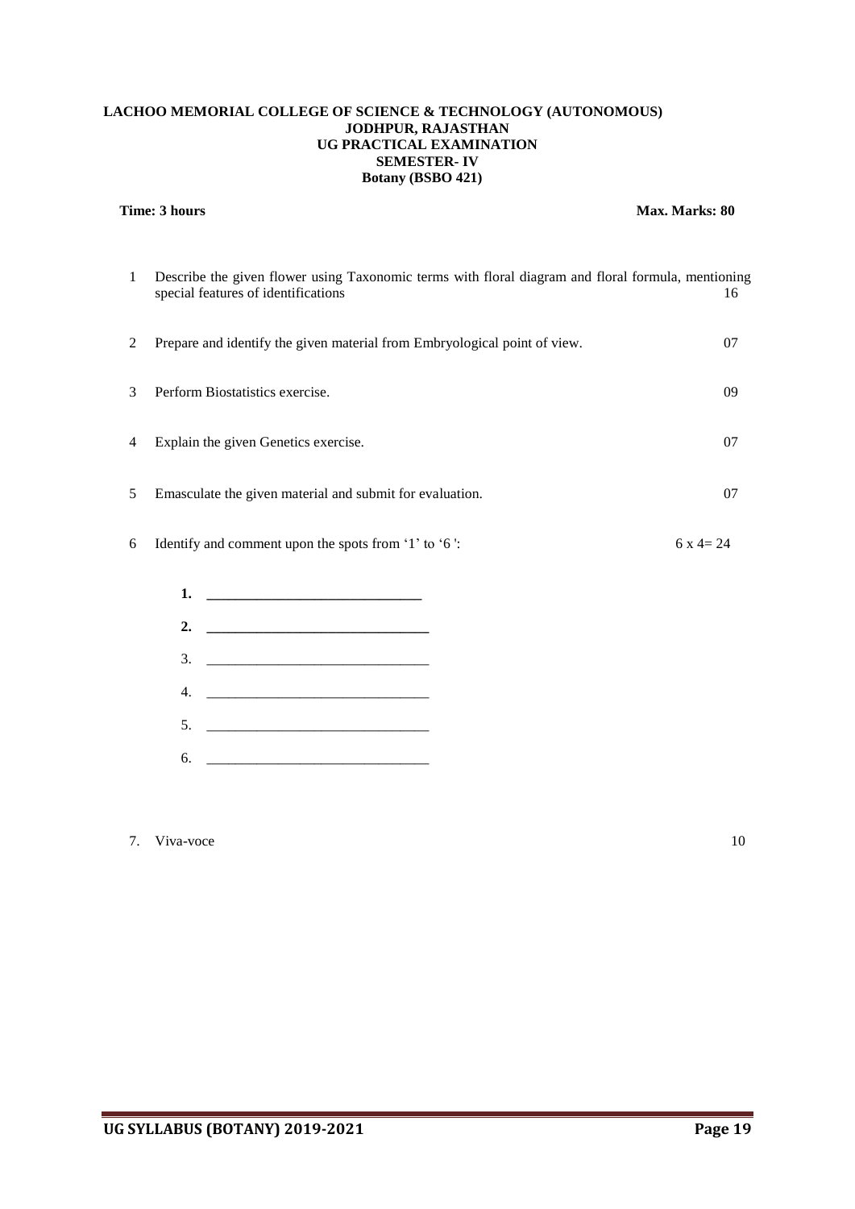**LACHOO MEMORIAL COLLEGE OF SCIENCE & TECHNOLOGY (AUTONOMOUS)**
**JODHPUR, RAJASTHAN**
**UG PRACTICAL EXAMINATION**
**SEMESTER- IV**
**Botany (BSBO 421)**

**Time: 3 hours** **Max. Marks: 80**

| | | |
|---|---|---|
| 1 | Describe the given flower using Taxonomic terms with floral diagram and floral formula, mentioning special features of identifications | 16 |
| 2 | Prepare and identify the given material from Embryological point of view. | 07 |
| 3 | Perform Biostatistics exercise. | 09 |
| 4 | Explain the given Genetics exercise. | 07 |
| 5 | Emasculate the given material and submit for evaluation. | 07 |
| 6 | Identify and comment upon the spots from '1' to '6 ': | 6 x 4= 24 |

1. ______________________________
2. ______________________________
3. ______________________________
4. ______________________________
5. ______________________________
6. ______________________________

7. Viva-voce 10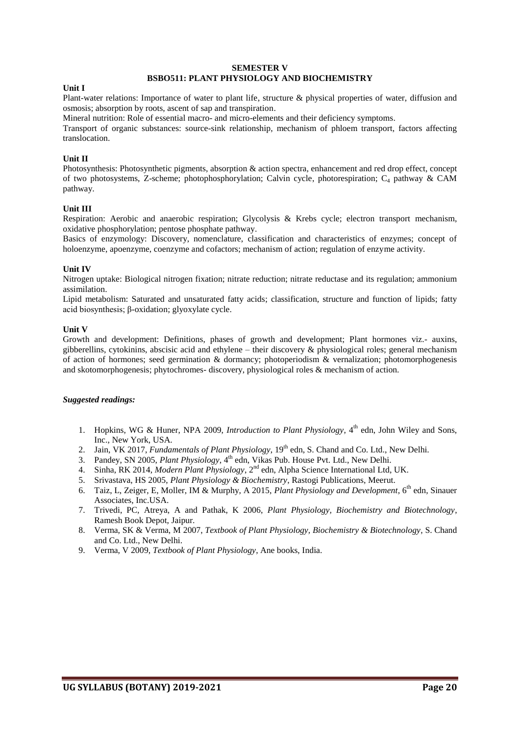## SEMESTER V

## BSBO511: PLANT PHYSIOLOGY AND BIOCHEMISTRY

**Unit I**

Plant-water relations: Importance of water to plant life, structure & physical properties of water, diffusion and osmosis; absorption by roots, ascent of sap and transpiration.

Mineral nutrition: Role of essential macro- and micro-elements and their deficiency symptoms.

Transport of organic substances: source-sink relationship, mechanism of phloem transport, factors affecting translocation.

**Unit II**

Photosynthesis: Photosynthetic pigments, absorption & action spectra, enhancement and red drop effect, concept of two photosystems, Z-scheme; photophosphorylation; Calvin cycle, photorespiration; $C_4$ pathway & CAM pathway.

**Unit III**

Respiration: Aerobic and anaerobic respiration; Glycolysis & Krebs cycle; electron transport mechanism, oxidative phosphorylation; pentose phosphate pathway.

Basics of enzymology: Discovery, nomenclature, classification and characteristics of enzymes; concept of holoenzyme, apoenzyme, coenzyme and cofactors; mechanism of action; regulation of enzyme activity.

**Unit IV**

Nitrogen uptake: Biological nitrogen fixation; nitrate reduction; nitrate reductase and its regulation; ammonium assimilation.

Lipid metabolism: Saturated and unsaturated fatty acids; classification, structure and function of lipids; fatty acid biosynthesis; β-oxidation; glyoxylate cycle.

**Unit V**

Growth and development: Definitions, phases of growth and development; Plant hormones viz.- auxins, gibberellins, cytokinins, abscisic acid and ethylene – their discovery & physiological roles; general mechanism of action of hormones; seed germination & dormancy; photoperiodism & vernalization; photomorphogenesis and skotomorphogenesis; phytochromes- discovery, physiological roles & mechanism of action.

***Suggested readings:***

1. Hopkins, WG & Huner, NPA 2009, *Introduction to Plant Physiology*, 4th edn, John Wiley and Sons, Inc., New York, USA.
2. Jain, VK 2017, *Fundamentals of Plant Physiology*, 19th edn, S. Chand and Co. Ltd., New Delhi.
3. Pandey, SN 2005, *Plant Physiology*, 4th edn, Vikas Pub. House Pvt. Ltd., New Delhi.
4. Sinha, RK 2014, *Modern Plant Physiology*, 2nd edn, Alpha Science International Ltd, UK.
5. Srivastava, HS 2005, *Plant Physiology & Biochemistry*, Rastogi Publications, Meerut.
6. Taiz, L, Zeiger, E, Moller, IM & Murphy, A 2015, *Plant Physiology and Development*, 6th edn, Sinauer Associates, Inc.USA.
7. Trivedi, PC, Atreya, A and Pathak, K 2006, *Plant Physiology, Biochemistry and Biotechnology*, Ramesh Book Depot, Jaipur.
8. Verma, SK & Verma, M 2007, *Textbook of Plant Physiology, Biochemistry & Biotechnology*, S. Chand and Co. Ltd., New Delhi.
9. Verma, V 2009, *Textbook of Plant Physiology*, Ane books, India.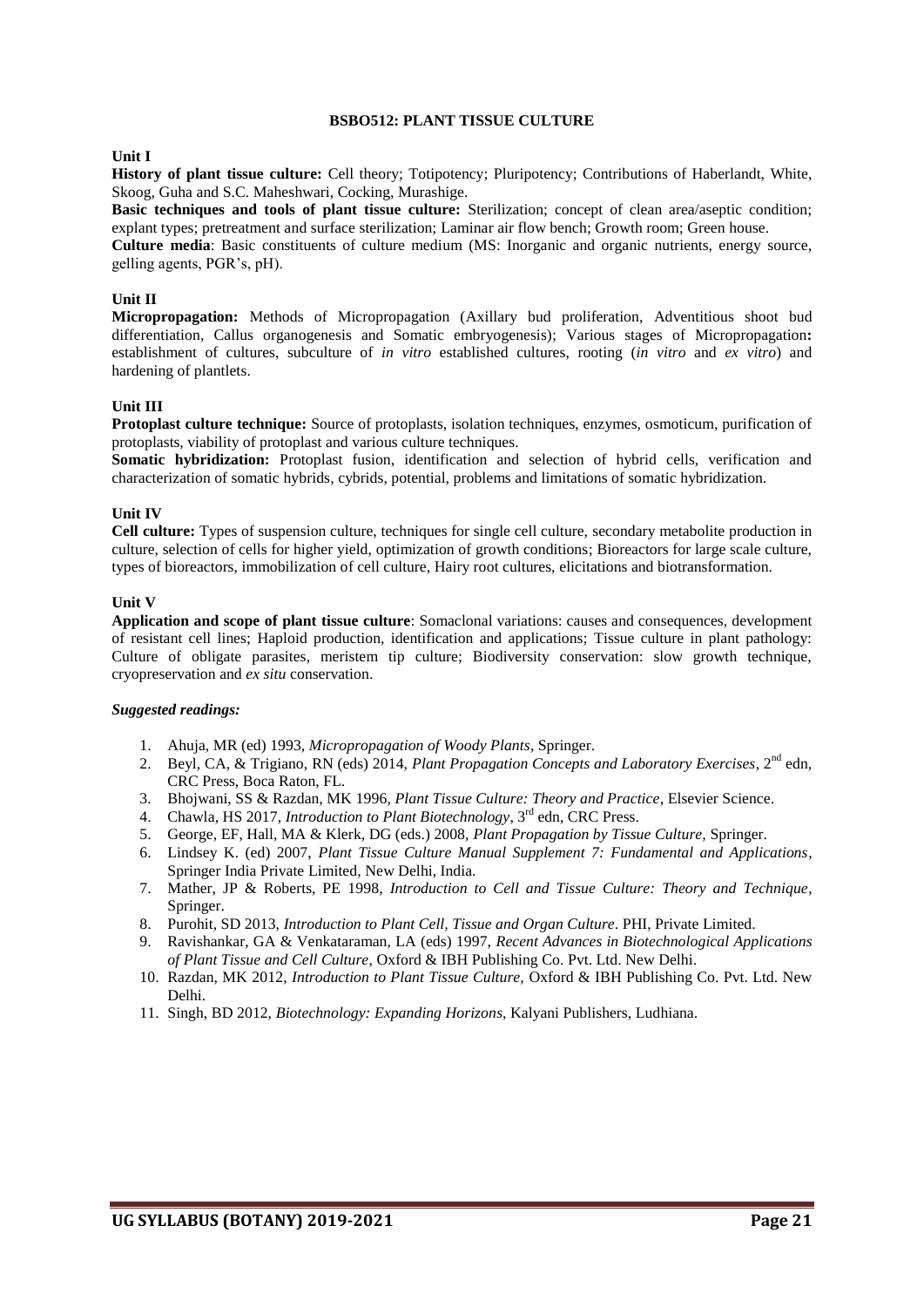## BSBO512: PLANT TISSUE CULTURE

### Unit I

**History of plant tissue culture:** Cell theory; Totipotency; Pluripotency; Contributions of Haberlandt, White, Skoog, Guha and S.C. Maheshwari, Cocking, Murashige.

**Basic techniques and tools of plant tissue culture:** Sterilization; concept of clean area/aseptic condition; explant types; pretreatment and surface sterilization; Laminar air flow bench; Growth room; Green house.

**Culture media**: Basic constituents of culture medium (MS: Inorganic and organic nutrients, energy source, gelling agents, PGR's, pH).

### Unit II

**Micropropagation:** Methods of Micropropagation (Axillary bud proliferation, Adventitious shoot bud differentiation, Callus organogenesis and Somatic embryogenesis); Various stages of Micropropagation**:** establishment of cultures, subculture of *in vitro* established cultures, rooting (*in vitro* and *ex vitro*) and hardening of plantlets.

### Unit III

**Protoplast culture technique:** Source of protoplasts, isolation techniques, enzymes, osmoticum, purification of protoplasts, viability of protoplast and various culture techniques.

**Somatic hybridization:** Protoplast fusion, identification and selection of hybrid cells, verification and characterization of somatic hybrids, cybrids, potential, problems and limitations of somatic hybridization.

### Unit IV

**Cell culture:** Types of suspension culture, techniques for single cell culture, secondary metabolite production in culture, selection of cells for higher yield, optimization of growth conditions; Bioreactors for large scale culture, types of bioreactors, immobilization of cell culture, Hairy root cultures, elicitations and biotransformation.

### Unit V

**Application and scope of plant tissue culture**: Somaclonal variations: causes and consequences, development of resistant cell lines; Haploid production, identification and applications; Tissue culture in plant pathology: Culture of obligate parasites, meristem tip culture; Biodiversity conservation: slow growth technique, cryopreservation and *ex situ* conservation.

***Suggested readings:***

1. Ahuja, MR (ed) 1993, *Micropropagation of Woody Plants*, Springer.
2. Beyl, CA, & Trigiano, RN (eds) 2014, *Plant Propagation Concepts and Laboratory Exercises*, 2nd edn, CRC Press, Boca Raton, FL.
3. Bhojwani, SS & Razdan, MK 1996, *Plant Tissue Culture: Theory and Practice*, Elsevier Science.
4. Chawla, HS 2017, *Introduction to Plant Biotechnology*, 3rd edn, CRC Press.
5. George, EF, Hall, MA & Klerk, DG (eds.) 2008, *Plant Propagation by Tissue Culture,* Springer.
6. Lindsey K. (ed) 2007, *Plant Tissue Culture Manual Supplement 7: Fundamental and Applications*, Springer India Private Limited, New Delhi, India.
7. Mather, JP & Roberts, PE 1998, *Introduction to Cell and Tissue Culture: Theory and Technique*, Springer.
8. Purohit, SD 2013, *Introduction to Plant Cell, Tissue and Organ Culture*. PHI, Private Limited.
9. Ravishankar, GA & Venkataraman, LA (eds) 1997, *Recent Advances in Biotechnological Applications of Plant Tissue and Cell Culture*, Oxford & IBH Publishing Co. Pvt. Ltd. New Delhi.
10. Razdan, MK 2012, *Introduction to Plant Tissue Culture,* Oxford & IBH Publishing Co. Pvt. Ltd. New Delhi.
11. Singh, BD 2012, *Biotechnology: Expanding Horizons*, Kalyani Publishers, Ludhiana.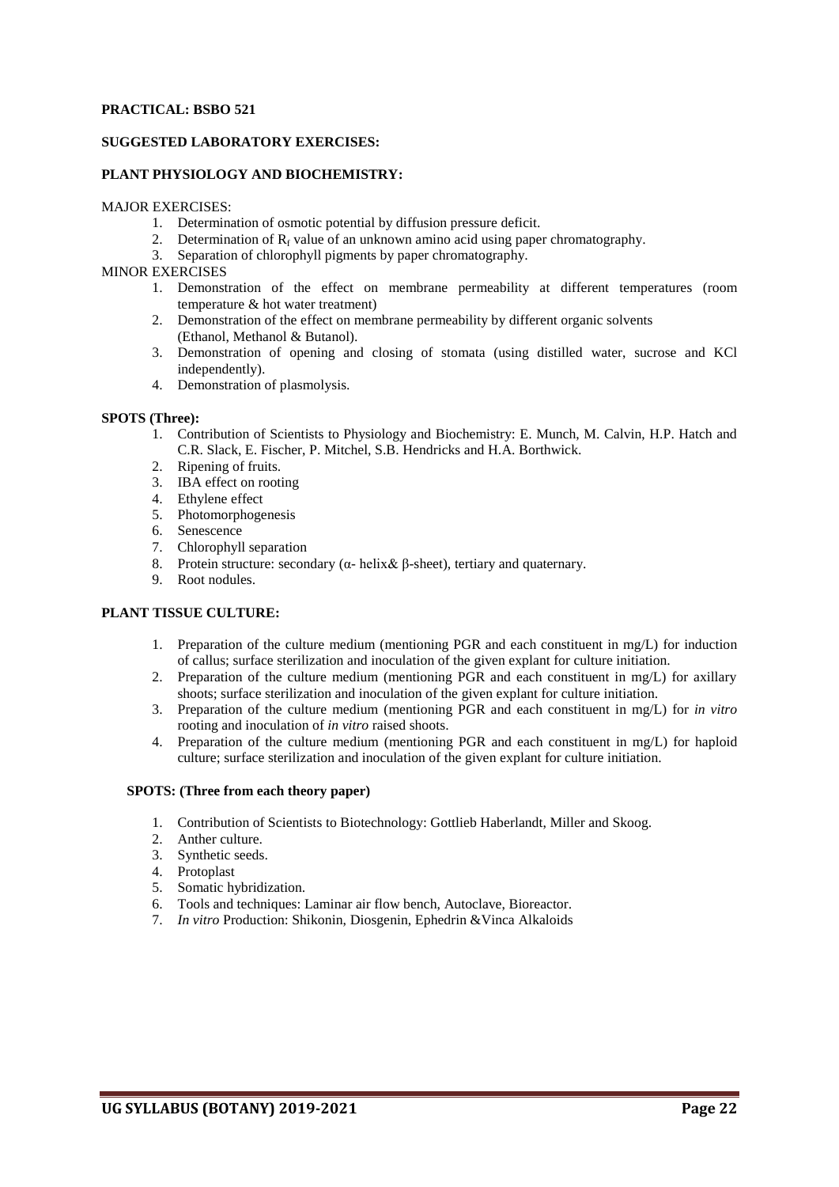**PRACTICAL: BSBO 521**

**SUGGESTED LABORATORY EXERCISES:**

**PLANT PHYSIOLOGY AND BIOCHEMISTRY:**

MAJOR EXERCISES:

1. Determination of osmotic potential by diffusion pressure deficit.
2. Determination of $R_f$ value of an unknown amino acid using paper chromatography.
3. Separation of chlorophyll pigments by paper chromatography.

MINOR EXERCISES

1. Demonstration of the effect on membrane permeability at different temperatures (room temperature & hot water treatment)
2. Demonstration of the effect on membrane permeability by different organic solvents (Ethanol, Methanol & Butanol).
3. Demonstration of opening and closing of stomata (using distilled water, sucrose and KCl independently).
4. Demonstration of plasmolysis.

**SPOTS (Three):**

1. Contribution of Scientists to Physiology and Biochemistry: E. Munch, M. Calvin, H.P. Hatch and C.R. Slack, E. Fischer, P. Mitchel, S.B. Hendricks and H.A. Borthwick.
2. Ripening of fruits.
3. IBA effect on rooting
4. Ethylene effect
5. Photomorphogenesis
6. Senescence
7. Chlorophyll separation
8. Protein structure: secondary (α- helix& β-sheet), tertiary and quaternary.
9. Root nodules.

**PLANT TISSUE CULTURE:**

1. Preparation of the culture medium (mentioning PGR and each constituent in mg/L) for induction of callus; surface sterilization and inoculation of the given explant for culture initiation.
2. Preparation of the culture medium (mentioning PGR and each constituent in mg/L) for axillary shoots; surface sterilization and inoculation of the given explant for culture initiation.
3. Preparation of the culture medium (mentioning PGR and each constituent in mg/L) for *in vitro* rooting and inoculation of *in vitro* raised shoots.
4. Preparation of the culture medium (mentioning PGR and each constituent in mg/L) for haploid culture; surface sterilization and inoculation of the given explant for culture initiation.

**SPOTS: (Three from each theory paper)**

1. Contribution of Scientists to Biotechnology: Gottlieb Haberlandt, Miller and Skoog.
2. Anther culture.
3. Synthetic seeds.
4. Protoplast
5. Somatic hybridization.
6. Tools and techniques: Laminar air flow bench, Autoclave, Bioreactor.
7. *In vitro* Production: Shikonin, Diosgenin, Ephedrin &Vinca Alkaloids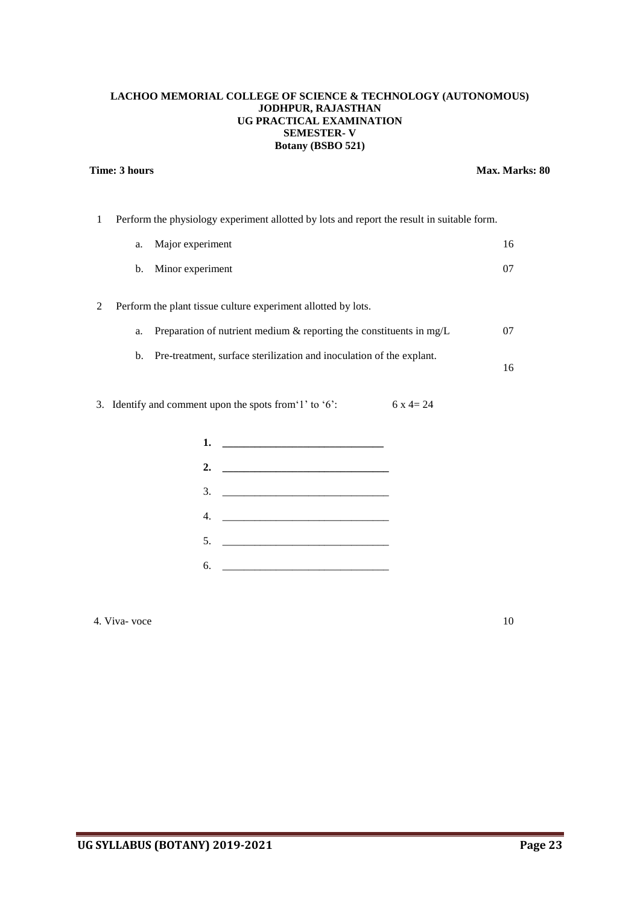**LACHOO MEMORIAL COLLEGE OF SCIENCE & TECHNOLOGY (AUTONOMOUS)**
**JODHPUR, RAJASTHAN**
**UG PRACTICAL EXAMINATION**
**SEMESTER- V**
**Botany (BSBO 521)**

**Time: 3 hours** **Max. Marks: 80**

1 Perform the physiology experiment allotted by lots and report the result in suitable form.

a. Major experiment 16

b. Minor experiment 07

2 Perform the plant tissue culture experiment allotted by lots.

a. Preparation of nutrient medium & reporting the constituents in mg/L 07

b. Pre-treatment, surface sterilization and inoculation of the explant. 16

3. Identify and comment upon the spots from'1' to '6': 6 x 4= 24

**1.** ______________________________

**2.** ______________________________

3. ______________________________

4. ______________________________

5. ______________________________

6. ______________________________

4. Viva- voce 10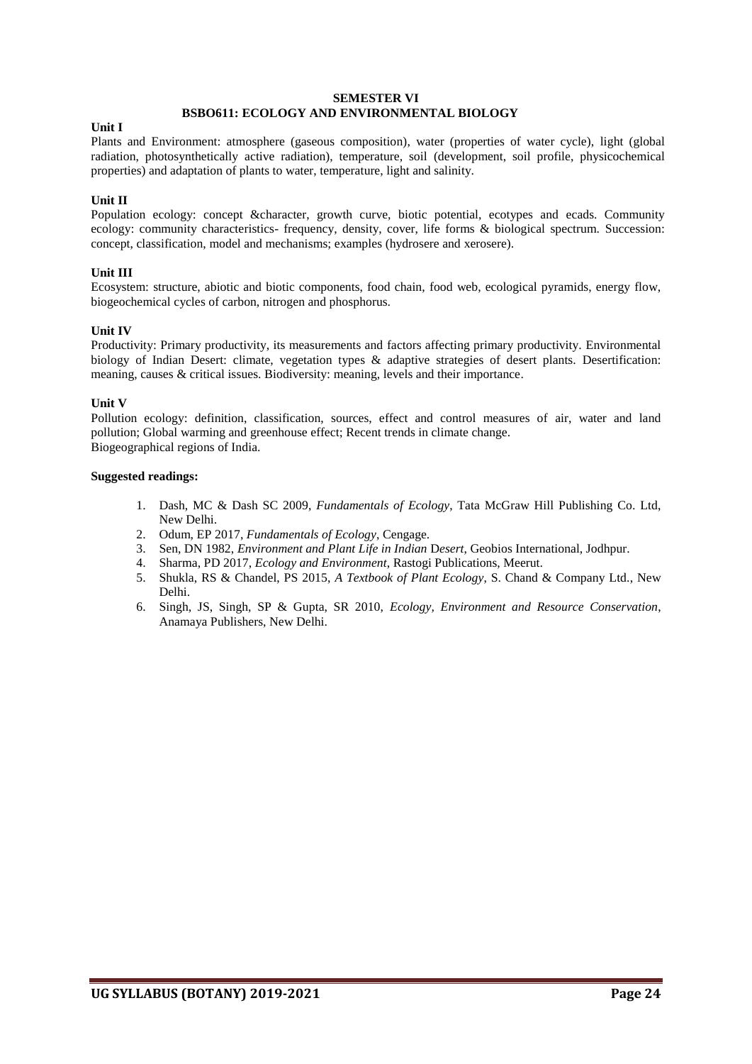## SEMESTER VI

## BSBO611: ECOLOGY AND ENVIRONMENTAL BIOLOGY

**Unit I**

Plants and Environment: atmosphere (gaseous composition), water (properties of water cycle), light (global radiation, photosynthetically active radiation), temperature, soil (development, soil profile, physicochemical properties) and adaptation of plants to water, temperature, light and salinity.

**Unit II**

Population ecology: concept &character, growth curve, biotic potential, ecotypes and ecads. Community ecology: community characteristics- frequency, density, cover, life forms & biological spectrum. Succession: concept, classification, model and mechanisms; examples (hydrosere and xerosere).

**Unit III**

Ecosystem: structure, abiotic and biotic components, food chain, food web, ecological pyramids, energy flow, biogeochemical cycles of carbon, nitrogen and phosphorus.

**Unit IV**

Productivity: Primary productivity, its measurements and factors affecting primary productivity. Environmental biology of Indian Desert: climate, vegetation types & adaptive strategies of desert plants. Desertification: meaning, causes & critical issues. Biodiversity: meaning, levels and their importance.

**Unit V**

Pollution ecology: definition, classification, sources, effect and control measures of air, water and land pollution; Global warming and greenhouse effect; Recent trends in climate change.
Biogeographical regions of India.

**Suggested readings:**

1. Dash, MC & Dash SC 2009, *Fundamentals of Ecology*, Tata McGraw Hill Publishing Co. Ltd, New Delhi.
2. Odum, EP 2017, *Fundamentals of Ecology*, Cengage.
3. Sen, DN 1982, *Environment and Plant Life in Indian Desert*, Geobios International, Jodhpur.
4. Sharma, PD 2017, *Ecology and Environment*, Rastogi Publications, Meerut.
5. Shukla, RS & Chandel, PS 2015, *A Textbook of Plant Ecology*, S. Chand & Company Ltd., New Delhi.
6. Singh, JS, Singh, SP & Gupta, SR 2010, *Ecology, Environment and Resource Conservation*, Anamaya Publishers, New Delhi.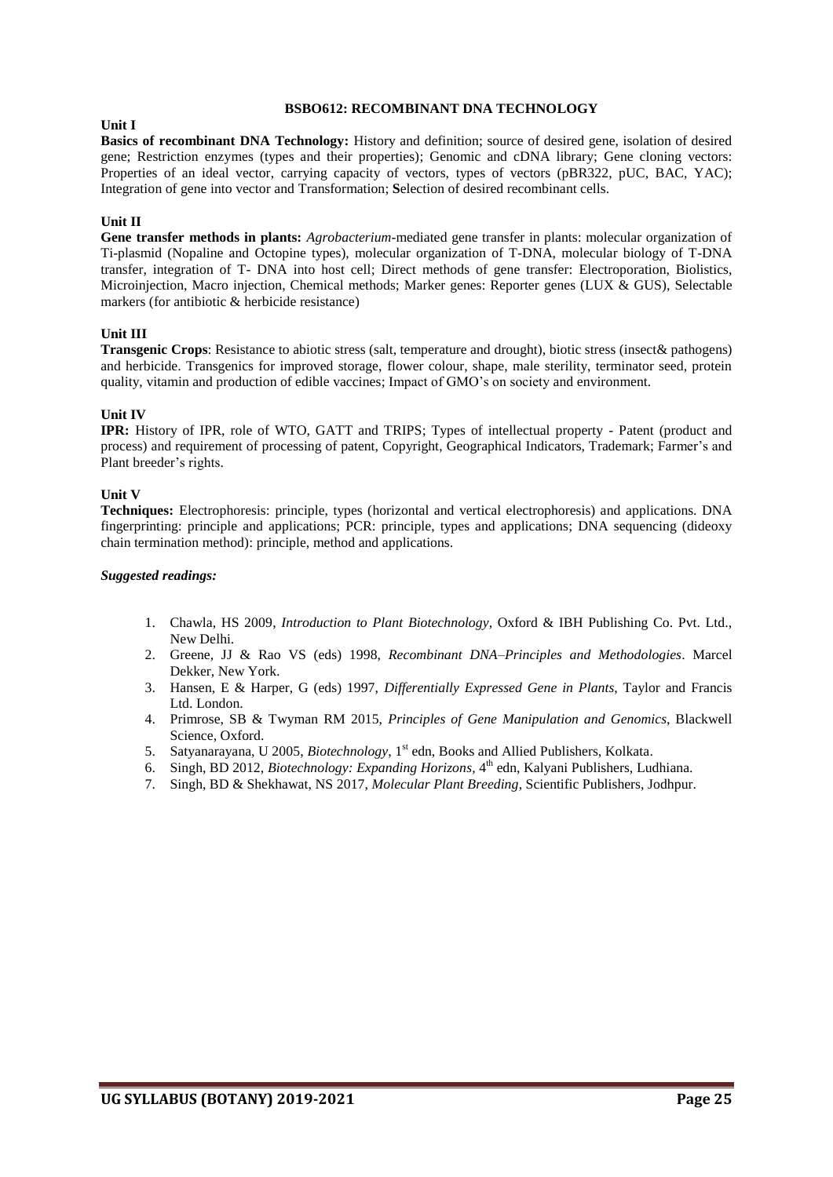## BSBO612: RECOMBINANT DNA TECHNOLOGY

### Unit I

**Basics of recombinant DNA Technology:** History and definition; source of desired gene, isolation of desired gene; Restriction enzymes (types and their properties); Genomic and cDNA library; Gene cloning vectors: Properties of an ideal vector, carrying capacity of vectors, types of vectors (pBR322, pUC, BAC, YAC); Integration of gene into vector and Transformation; **S**election of desired recombinant cells.

### Unit II

**Gene transfer methods in plants:** *Agrobacterium*-mediated gene transfer in plants: molecular organization of Ti-plasmid (Nopaline and Octopine types), molecular organization of T-DNA, molecular biology of T-DNA transfer, integration of T- DNA into host cell; Direct methods of gene transfer: Electroporation, Biolistics, Microinjection, Macro injection, Chemical methods; Marker genes: Reporter genes (LUX & GUS), Selectable markers (for antibiotic & herbicide resistance)

### Unit III

**Transgenic Crops**: Resistance to abiotic stress (salt, temperature and drought), biotic stress (insect& pathogens) and herbicide. Transgenics for improved storage, flower colour, shape, male sterility, terminator seed, protein quality, vitamin and production of edible vaccines; Impact of GMO's on society and environment.

### Unit IV

**IPR:** History of IPR, role of WTO, GATT and TRIPS; Types of intellectual property - Patent (product and process) and requirement of processing of patent, Copyright, Geographical Indicators, Trademark; Farmer's and Plant breeder's rights.

### Unit V

**Techniques:** Electrophoresis: principle, types (horizontal and vertical electrophoresis) and applications. DNA fingerprinting: principle and applications; PCR: principle, types and applications; DNA sequencing (dideoxy chain termination method): principle, method and applications.

***Suggested readings:***

1. Chawla, HS 2009, *Introduction to Plant Biotechnology*, Oxford & IBH Publishing Co. Pvt. Ltd., New Delhi.
2. Greene, JJ & Rao VS (eds) 1998, *Recombinant DNA–Principles and Methodologies*. Marcel Dekker, New York.
3. Hansen, E & Harper, G (eds) 1997, *Differentially Expressed Gene in Plants*, Taylor and Francis Ltd. London.
4. Primrose, SB & Twyman RM 2015, *Principles of Gene Manipulation and Genomics*, Blackwell Science, Oxford.
5. Satyanarayana, U 2005, *Biotechnology*, 1st edn, Books and Allied Publishers, Kolkata.
6. Singh, BD 2012, *Biotechnology: Expanding Horizons*, 4th edn, Kalyani Publishers, Ludhiana.
7. Singh, BD & Shekhawat, NS 2017, *Molecular Plant Breeding*, Scientific Publishers, Jodhpur.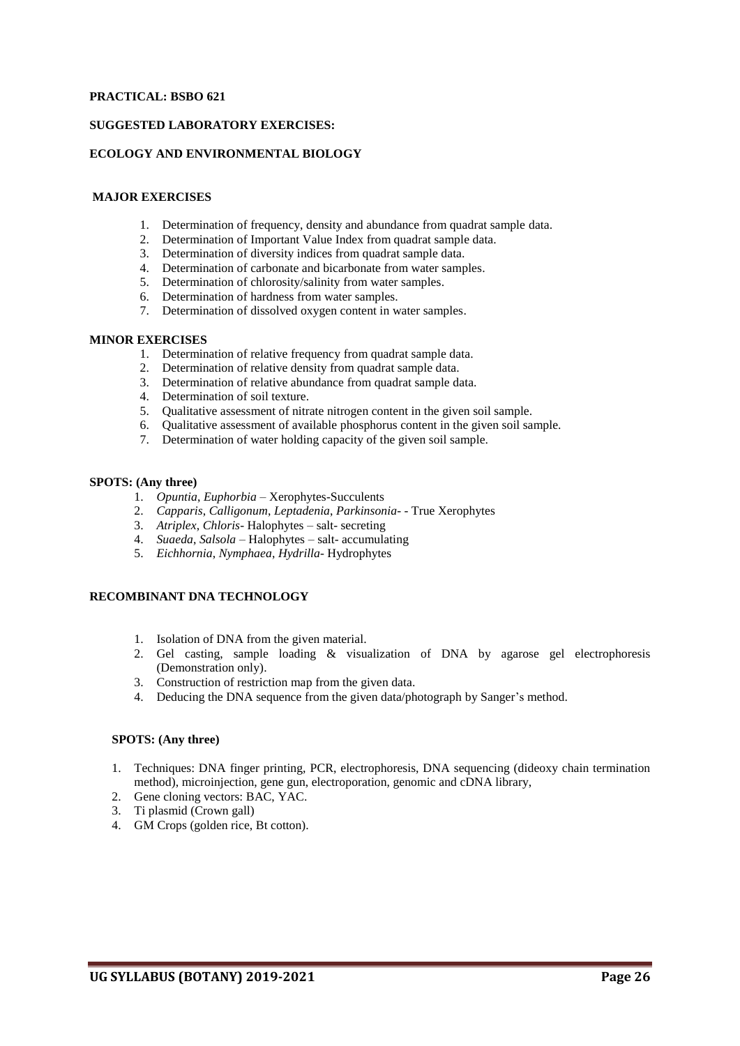**PRACTICAL: BSBO 621**

**SUGGESTED LABORATORY EXERCISES:**

**ECOLOGY AND ENVIRONMENTAL BIOLOGY**

**MAJOR EXERCISES**

1. Determination of frequency, density and abundance from quadrat sample data.
2. Determination of Important Value Index from quadrat sample data.
3. Determination of diversity indices from quadrat sample data.
4. Determination of carbonate and bicarbonate from water samples.
5. Determination of chlorosity/salinity from water samples.
6. Determination of hardness from water samples.
7. Determination of dissolved oxygen content in water samples.

**MINOR EXERCISES**

1. Determination of relative frequency from quadrat sample data.
2. Determination of relative density from quadrat sample data.
3. Determination of relative abundance from quadrat sample data.
4. Determination of soil texture.
5. Qualitative assessment of nitrate nitrogen content in the given soil sample.
6. Qualitative assessment of available phosphorus content in the given soil sample.
7. Determination of water holding capacity of the given soil sample.

**SPOTS: (Any three)**

1. *Opuntia, Euphorbia* – Xerophytes-Succulents
2. *Capparis, Calligonum, Leptadenia, Parkinsonia*- - True Xerophytes
3. *Atriplex, Chloris*- Halophytes – salt- secreting
4. *Suaeda, Salsola* – Halophytes – salt- accumulating
5. *Eichhornia, Nymphaea, Hydrilla*- Hydrophytes

**RECOMBINANT DNA TECHNOLOGY**

1. Isolation of DNA from the given material.
2. Gel casting, sample loading & visualization of DNA by agarose gel electrophoresis (Demonstration only).
3. Construction of restriction map from the given data.
4. Deducing the DNA sequence from the given data/photograph by Sanger's method.

**SPOTS: (Any three)**

1. Techniques: DNA finger printing, PCR, electrophoresis, DNA sequencing (dideoxy chain termination method), microinjection, gene gun, electroporation, genomic and cDNA library,
2. Gene cloning vectors: BAC, YAC.
3. Ti plasmid (Crown gall)
4. GM Crops (golden rice, Bt cotton).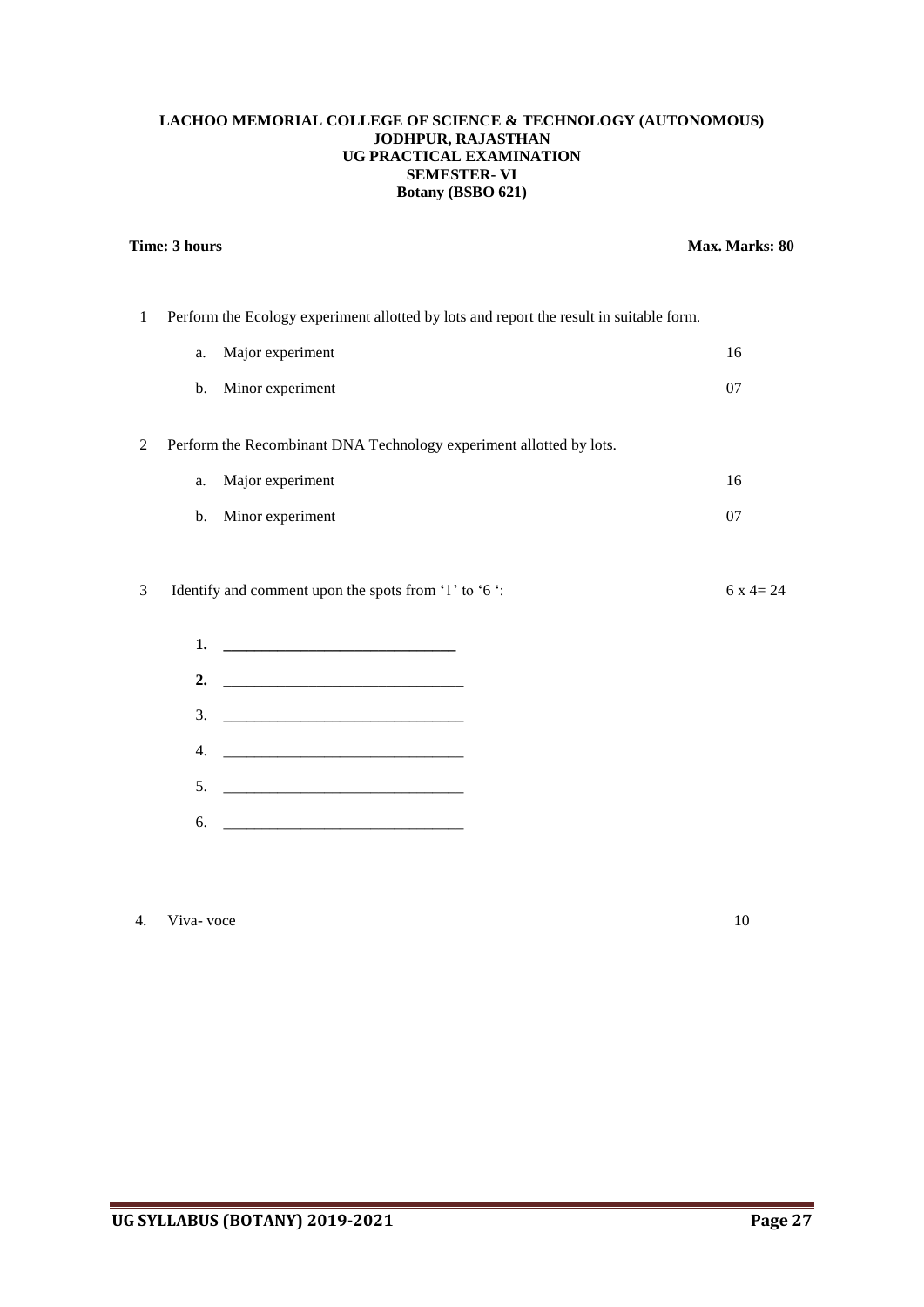**LACHOO MEMORIAL COLLEGE OF SCIENCE & TECHNOLOGY (AUTONOMOUS)**
**JODHPUR, RAJASTHAN**
**UG PRACTICAL EXAMINATION**
**SEMESTER- VI**
**Botany (BSBO 621)**

**Time: 3 hours** **Max. Marks: 80**

1 Perform the Ecology experiment allotted by lots and report the result in suitable form.

| | | |
|---|---|---|
| a. | Major experiment | 16 |
| b. | Minor experiment | 07 |

2 Perform the Recombinant DNA Technology experiment allotted by lots.

| | | |
|---|---|---|
| a. | Major experiment | 16 |
| b. | Minor experiment | 07 |

3 Identify and comment upon the spots from '1' to '6 ': 6 x 4= 24

**1.** ______________________________

**2.** ______________________________

3. ______________________________

4. ______________________________

5. ______________________________

6. ______________________________

4. Viva- voce 10